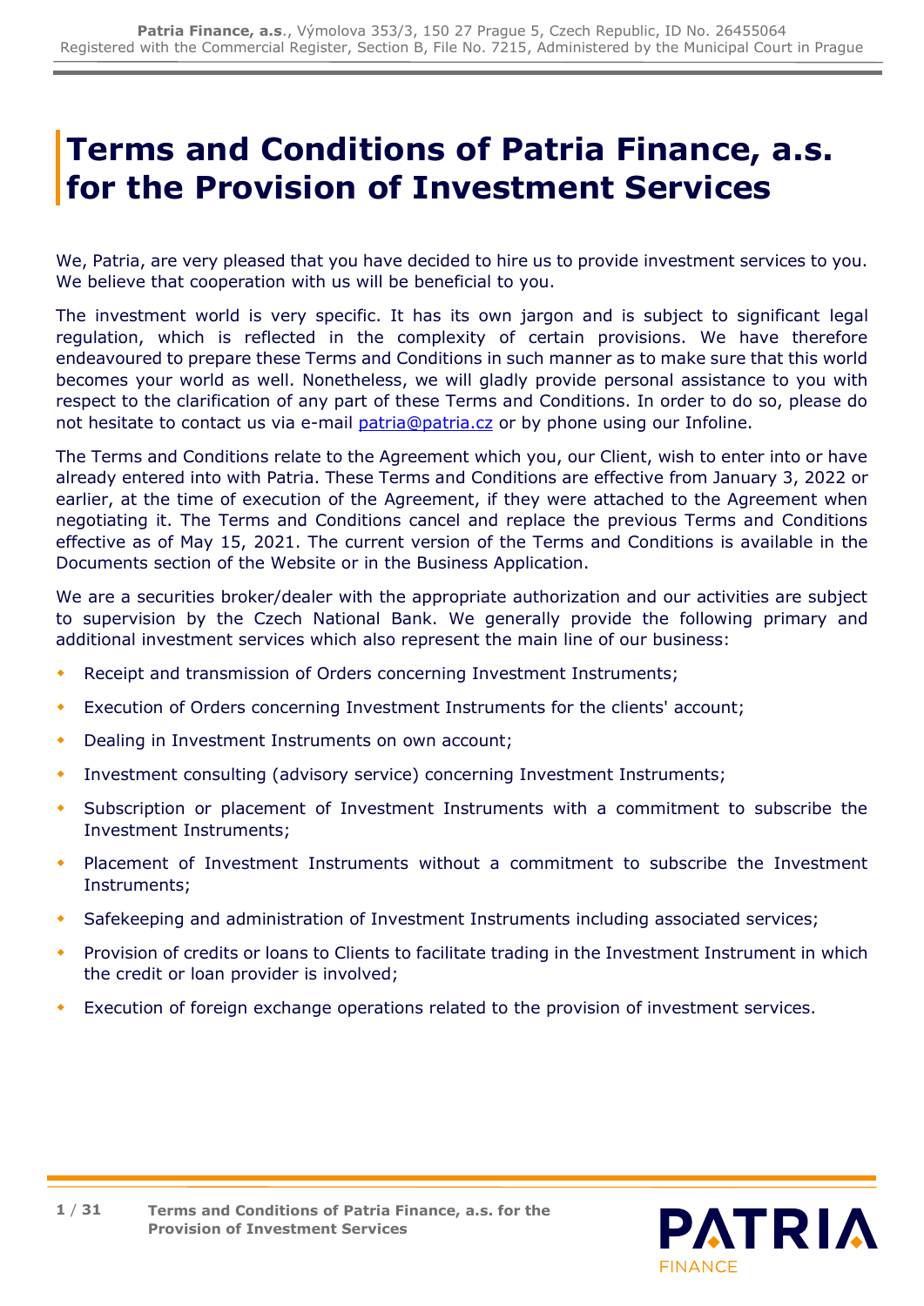# Terms and Conditions of Patria Finance, a.s. for the Provision of Investment Services

We, Patria, are very pleased that you have decided to hire us to provide investment services to you. We believe that cooperation with us will be beneficial to you.

The investment world is very specific. It has its own jargon and is subject to significant legal regulation, which is reflected in the complexity of certain provisions. We have therefore endeavoured to prepare these Terms and Conditions in such manner as to make sure that this world becomes your world as well. Nonetheless, we will gladly provide personal assistance to you with respect to the clarification of any part of these Terms and Conditions. In order to do so, please do not hesitate to contact us via e-mail patria@patria.cz or by phone using our Infoline.

The Terms and Conditions relate to the Agreement which you, our Client, wish to enter into or have already entered into with Patria. These Terms and Conditions are effective from January 3, 2022 or earlier, at the time of execution of the Agreement, if they were attached to the Agreement when negotiating it. The Terms and Conditions cancel and replace the previous Terms and Conditions effective as of May 15, 2021. The current version of the Terms and Conditions is available in the Documents section of the Website or in the Business Application.

We are a securities broker/dealer with the appropriate authorization and our activities are subject to supervision by the Czech National Bank. We generally provide the following primary and additional investment services which also represent the main line of our business:

- Receipt and transmission of Orders concerning Investment Instruments;
- Execution of Orders concerning Investment Instruments for the clients' account;
- Dealing in Investment Instruments on own account;
- Investment consulting (advisory service) concerning Investment Instruments;
- Subscription or placement of Investment Instruments with a commitment to subscribe the Investment Instruments;
- Placement of Investment Instruments without a commitment to subscribe the Investment Instruments;
- Safekeeping and administration of Investment Instruments including associated services;
- Provision of credits or loans to Clients to facilitate trading in the Investment Instrument in which the credit or loan provider is involved;
- Execution of foreign exchange operations related to the provision of investment services.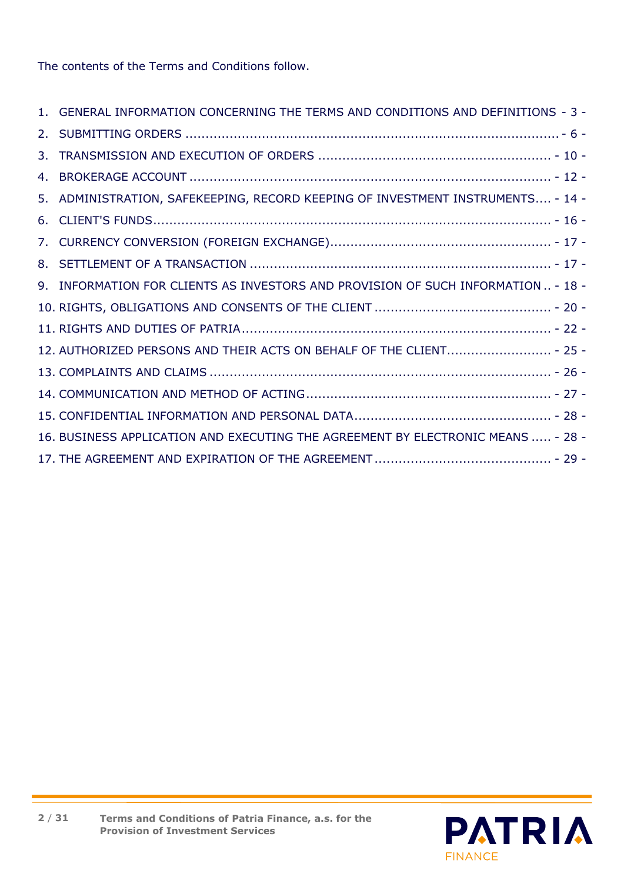The contents of the Terms and Conditions follow.

1. GENERAL INFORMATION CONCERNING THE TERMS AND CONDITIONS AND DEFINITIONS - 3 -
2. SUBMITTING ORDERS - 6 -
3. TRANSMISSION AND EXECUTION OF ORDERS - 10 -
4. BROKERAGE ACCOUNT - 12 -
5. ADMINISTRATION, SAFEKEEPING, RECORD KEEPING OF INVESTMENT INSTRUMENTS - 14 -
6. CLIENT'S FUNDS - 16 -
7. CURRENCY CONVERSION (FOREIGN EXCHANGE) - 17 -
8. SETTLEMENT OF A TRANSACTION - 17 -
9. INFORMATION FOR CLIENTS AS INVESTORS AND PROVISION OF SUCH INFORMATION - 18 -
10. RIGHTS, OBLIGATIONS AND CONSENTS OF THE CLIENT - 20 -
11. RIGHTS AND DUTIES OF PATRIA - 22 -
12. AUTHORIZED PERSONS AND THEIR ACTS ON BEHALF OF THE CLIENT - 25 -
13. COMPLAINTS AND CLAIMS - 26 -
14. COMMUNICATION AND METHOD OF ACTING - 27 -
15. CONFIDENTIAL INFORMATION AND PERSONAL DATA - 28 -
16. BUSINESS APPLICATION AND EXECUTING THE AGREEMENT BY ELECTRONIC MEANS - 28 -
17. THE AGREEMENT AND EXPIRATION OF THE AGREEMENT - 29 -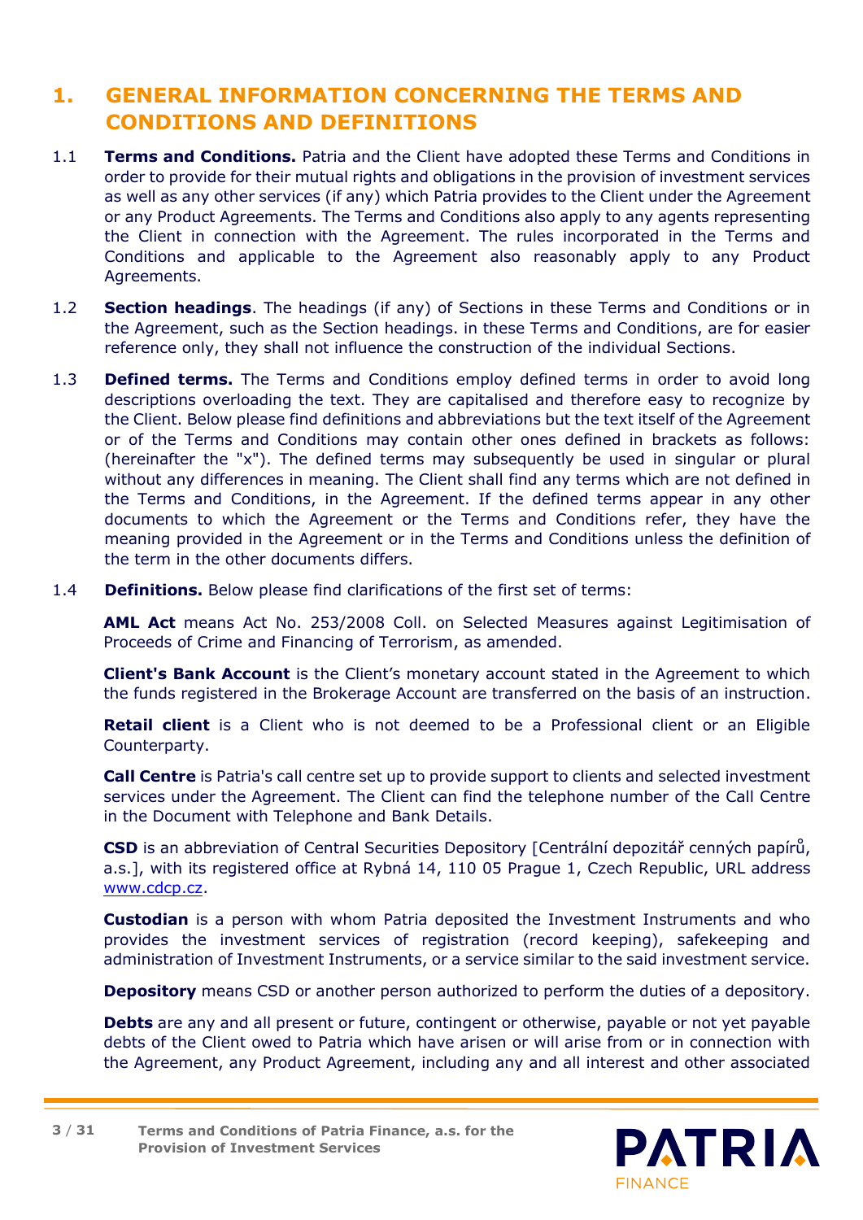# 1. GENERAL INFORMATION CONCERNING THE TERMS AND CONDITIONS AND DEFINITIONS

1.1 **Terms and Conditions.** Patria and the Client have adopted these Terms and Conditions in order to provide for their mutual rights and obligations in the provision of investment services as well as any other services (if any) which Patria provides to the Client under the Agreement or any Product Agreements. The Terms and Conditions also apply to any agents representing the Client in connection with the Agreement. The rules incorporated in the Terms and Conditions and applicable to the Agreement also reasonably apply to any Product Agreements.

1.2 **Section headings**. The headings (if any) of Sections in these Terms and Conditions or in the Agreement, such as the Section headings. in these Terms and Conditions, are for easier reference only, they shall not influence the construction of the individual Sections.

1.3 **Defined terms.** The Terms and Conditions employ defined terms in order to avoid long descriptions overloading the text. They are capitalised and therefore easy to recognize by the Client. Below please find definitions and abbreviations but the text itself of the Agreement or of the Terms and Conditions may contain other ones defined in brackets as follows: (hereinafter the "x"). The defined terms may subsequently be used in singular or plural without any differences in meaning. The Client shall find any terms which are not defined in the Terms and Conditions, in the Agreement. If the defined terms appear in any other documents to which the Agreement or the Terms and Conditions refer, they have the meaning provided in the Agreement or in the Terms and Conditions unless the definition of the term in the other documents differs.

1.4 **Definitions.** Below please find clarifications of the first set of terms:

**AML Act** means Act No. 253/2008 Coll. on Selected Measures against Legitimisation of Proceeds of Crime and Financing of Terrorism, as amended.

**Client's Bank Account** is the Client's monetary account stated in the Agreement to which the funds registered in the Brokerage Account are transferred on the basis of an instruction.

**Retail client** is a Client who is not deemed to be a Professional client or an Eligible Counterparty.

**Call Centre** is Patria's call centre set up to provide support to clients and selected investment services under the Agreement. The Client can find the telephone number of the Call Centre in the Document with Telephone and Bank Details.

**CSD** is an abbreviation of Central Securities Depository [Centrální depozitář cenných papírů, a.s.], with its registered office at Rybná 14, 110 05 Prague 1, Czech Republic, URL address www.cdcp.cz.

**Custodian** is a person with whom Patria deposited the Investment Instruments and who provides the investment services of registration (record keeping), safekeeping and administration of Investment Instruments, or a service similar to the said investment service.

**Depository** means CSD or another person authorized to perform the duties of a depository.

**Debts** are any and all present or future, contingent or otherwise, payable or not yet payable debts of the Client owed to Patria which have arisen or will arise from or in connection with the Agreement, any Product Agreement, including any and all interest and other associated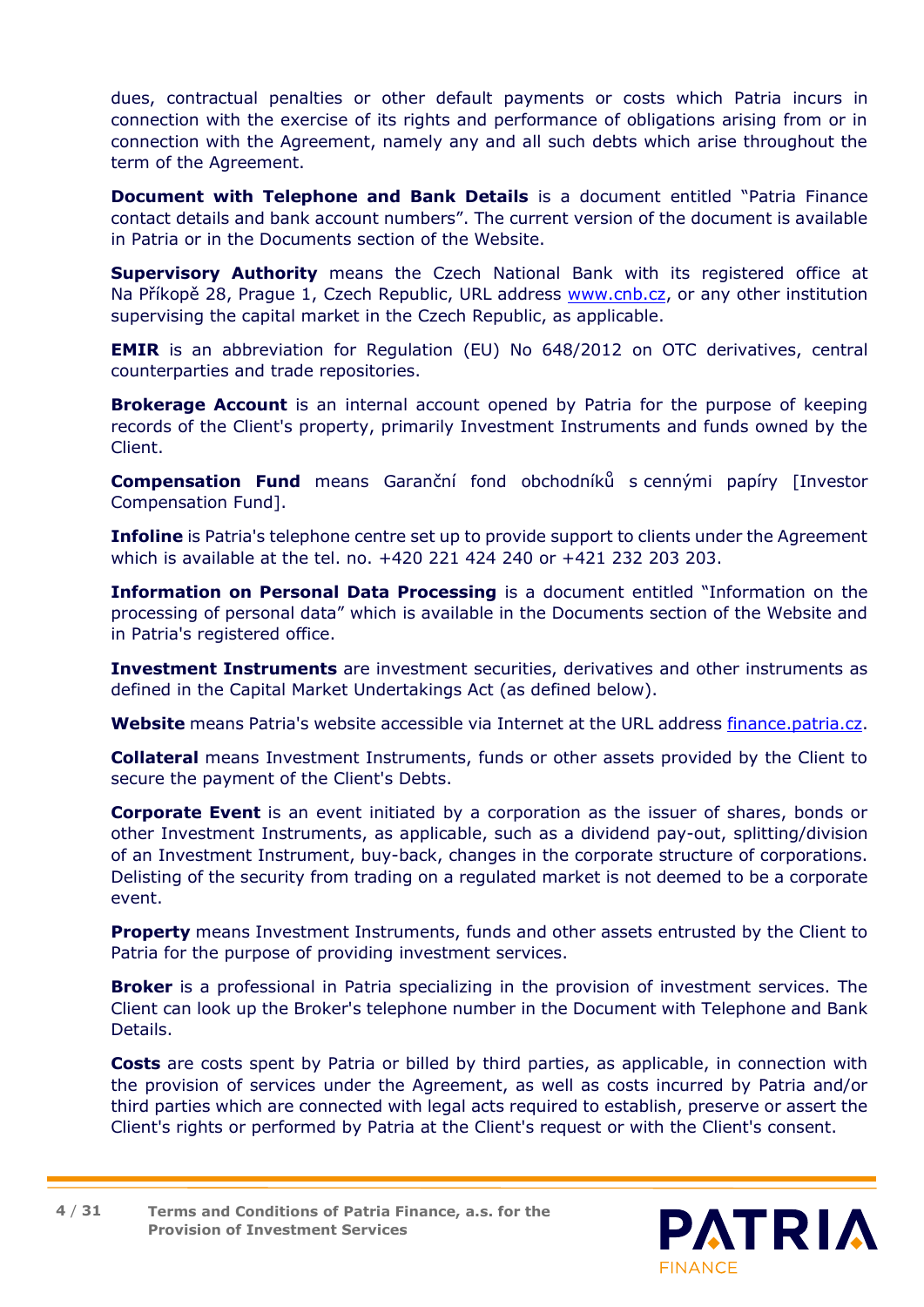dues, contractual penalties or other default payments or costs which Patria incurs in connection with the exercise of its rights and performance of obligations arising from or in connection with the Agreement, namely any and all such debts which arise throughout the term of the Agreement.

**Document with Telephone and Bank Details** is a document entitled "Patria Finance contact details and bank account numbers". The current version of the document is available in Patria or in the Documents section of the Website.

**Supervisory Authority** means the Czech National Bank with its registered office at Na Příkopě 28, Prague 1, Czech Republic, URL address www.cnb.cz, or any other institution supervising the capital market in the Czech Republic, as applicable.

**EMIR** is an abbreviation for Regulation (EU) No 648/2012 on OTC derivatives, central counterparties and trade repositories.

**Brokerage Account** is an internal account opened by Patria for the purpose of keeping records of the Client's property, primarily Investment Instruments and funds owned by the Client.

**Compensation Fund** means Garanční fond obchodníků s cennými papíry [Investor Compensation Fund].

**Infoline** is Patria's telephone centre set up to provide support to clients under the Agreement which is available at the tel. no. +420 221 424 240 or +421 232 203 203.

**Information on Personal Data Processing** is a document entitled "Information on the processing of personal data" which is available in the Documents section of the Website and in Patria's registered office.

**Investment Instruments** are investment securities, derivatives and other instruments as defined in the Capital Market Undertakings Act (as defined below).

**Website** means Patria's website accessible via Internet at the URL address finance.patria.cz.

**Collateral** means Investment Instruments, funds or other assets provided by the Client to secure the payment of the Client's Debts.

**Corporate Event** is an event initiated by a corporation as the issuer of shares, bonds or other Investment Instruments, as applicable, such as a dividend pay-out, splitting/division of an Investment Instrument, buy-back, changes in the corporate structure of corporations. Delisting of the security from trading on a regulated market is not deemed to be a corporate event.

**Property** means Investment Instruments, funds and other assets entrusted by the Client to Patria for the purpose of providing investment services.

**Broker** is a professional in Patria specializing in the provision of investment services. The Client can look up the Broker's telephone number in the Document with Telephone and Bank Details.

**Costs** are costs spent by Patria or billed by third parties, as applicable, in connection with the provision of services under the Agreement, as well as costs incurred by Patria and/or third parties which are connected with legal acts required to establish, preserve or assert the Client's rights or performed by Patria at the Client's request or with the Client's consent.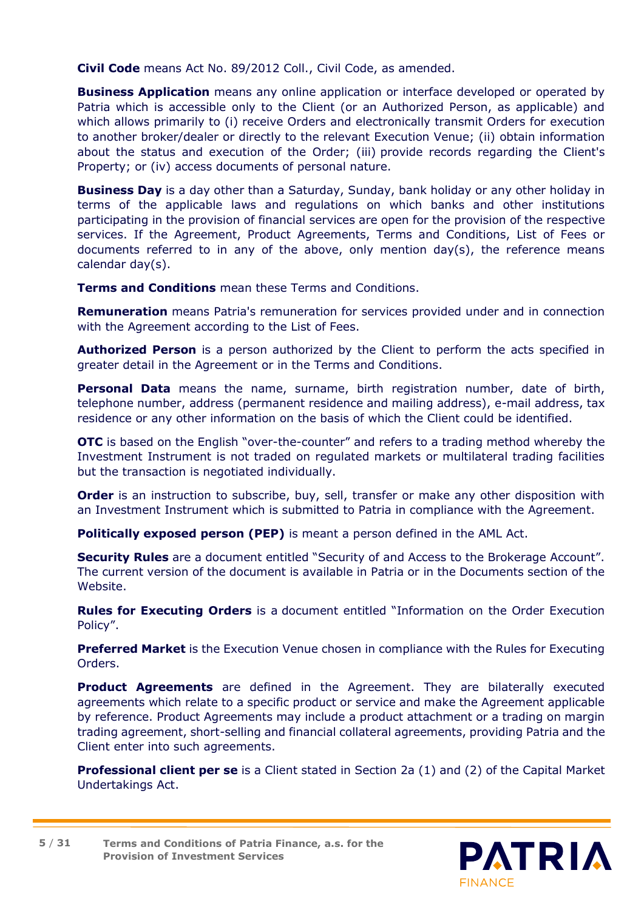**Civil Code** means Act No. 89/2012 Coll., Civil Code, as amended.

**Business Application** means any online application or interface developed or operated by Patria which is accessible only to the Client (or an Authorized Person, as applicable) and which allows primarily to (i) receive Orders and electronically transmit Orders for execution to another broker/dealer or directly to the relevant Execution Venue; (ii) obtain information about the status and execution of the Order; (iii) provide records regarding the Client's Property; or (iv) access documents of personal nature.

**Business Day** is a day other than a Saturday, Sunday, bank holiday or any other holiday in terms of the applicable laws and regulations on which banks and other institutions participating in the provision of financial services are open for the provision of the respective services. If the Agreement, Product Agreements, Terms and Conditions, List of Fees or documents referred to in any of the above, only mention day(s), the reference means calendar day(s).

**Terms and Conditions** mean these Terms and Conditions.

**Remuneration** means Patria's remuneration for services provided under and in connection with the Agreement according to the List of Fees.

**Authorized Person** is a person authorized by the Client to perform the acts specified in greater detail in the Agreement or in the Terms and Conditions.

**Personal Data** means the name, surname, birth registration number, date of birth, telephone number, address (permanent residence and mailing address), e-mail address, tax residence or any other information on the basis of which the Client could be identified.

**OTC** is based on the English "over-the-counter" and refers to a trading method whereby the Investment Instrument is not traded on regulated markets or multilateral trading facilities but the transaction is negotiated individually.

**Order** is an instruction to subscribe, buy, sell, transfer or make any other disposition with an Investment Instrument which is submitted to Patria in compliance with the Agreement.

**Politically exposed person (PEP)** is meant a person defined in the AML Act.

**Security Rules** are a document entitled "Security of and Access to the Brokerage Account". The current version of the document is available in Patria or in the Documents section of the Website.

**Rules for Executing Orders** is a document entitled "Information on the Order Execution Policy".

**Preferred Market** is the Execution Venue chosen in compliance with the Rules for Executing Orders.

**Product Agreements** are defined in the Agreement. They are bilaterally executed agreements which relate to a specific product or service and make the Agreement applicable by reference. Product Agreements may include a product attachment or a trading on margin trading agreement, short-selling and financial collateral agreements, providing Patria and the Client enter into such agreements.

**Professional client per se** is a Client stated in Section 2a (1) and (2) of the Capital Market Undertakings Act.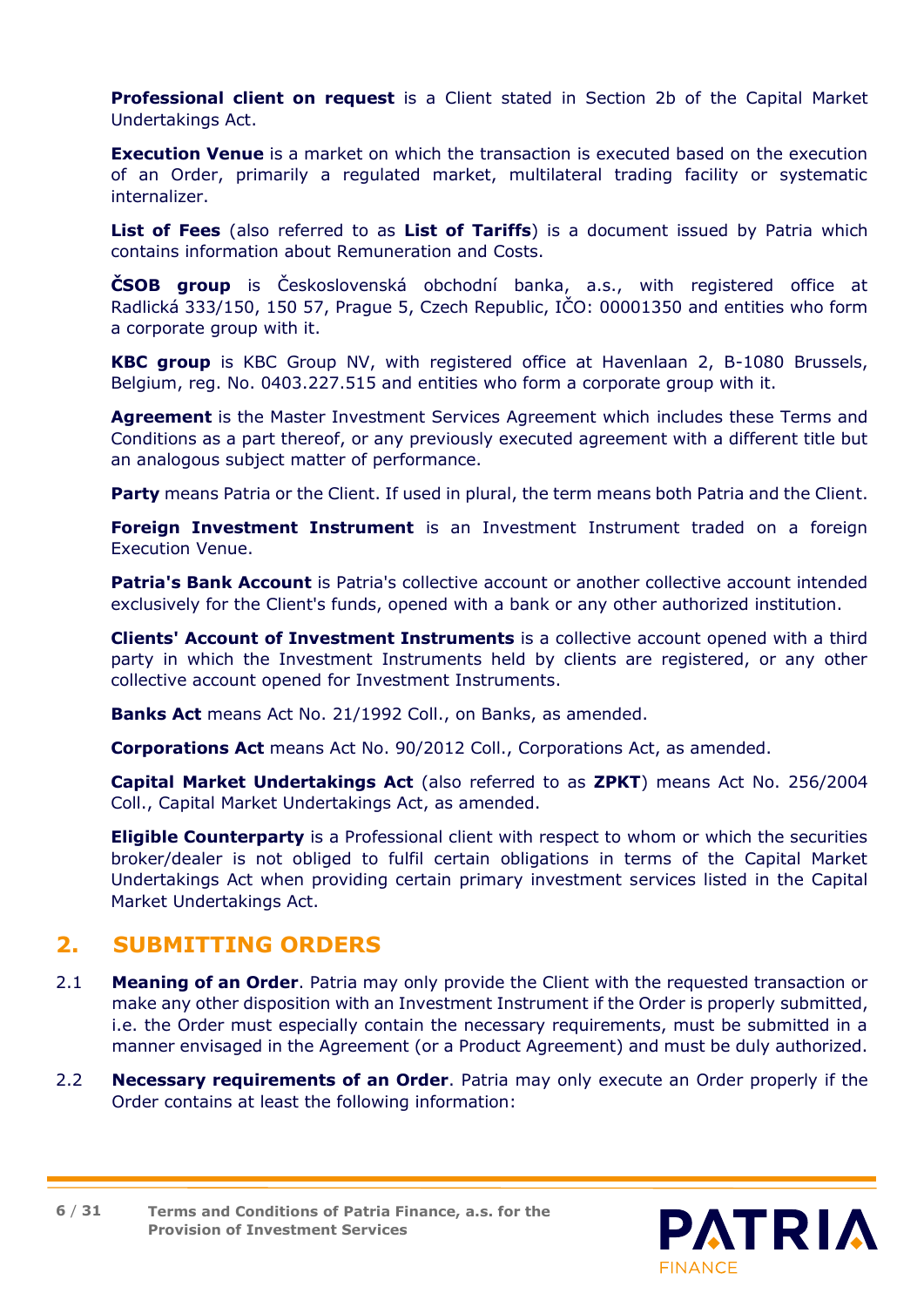**Professional client on request** is a Client stated in Section 2b of the Capital Market Undertakings Act.

**Execution Venue** is a market on which the transaction is executed based on the execution of an Order, primarily a regulated market, multilateral trading facility or systematic internalizer.

**List of Fees** (also referred to as **List of Tariffs**) is a document issued by Patria which contains information about Remuneration and Costs.

**ČSOB group** is Československá obchodní banka, a.s., with registered office at Radlická 333/150, 150 57, Prague 5, Czech Republic, IČO: 00001350 and entities who form a corporate group with it.

**KBC group** is KBC Group NV, with registered office at Havenlaan 2, B-1080 Brussels, Belgium, reg. No. 0403.227.515 and entities who form a corporate group with it.

**Agreement** is the Master Investment Services Agreement which includes these Terms and Conditions as a part thereof, or any previously executed agreement with a different title but an analogous subject matter of performance.

**Party** means Patria or the Client. If used in plural, the term means both Patria and the Client.

**Foreign Investment Instrument** is an Investment Instrument traded on a foreign Execution Venue.

**Patria's Bank Account** is Patria's collective account or another collective account intended exclusively for the Client's funds, opened with a bank or any other authorized institution.

**Clients' Account of Investment Instruments** is a collective account opened with a third party in which the Investment Instruments held by clients are registered, or any other collective account opened for Investment Instruments.

**Banks Act** means Act No. 21/1992 Coll., on Banks, as amended.

**Corporations Act** means Act No. 90/2012 Coll., Corporations Act, as amended.

**Capital Market Undertakings Act** (also referred to as **ZPKT**) means Act No. 256/2004 Coll., Capital Market Undertakings Act, as amended.

**Eligible Counterparty** is a Professional client with respect to whom or which the securities broker/dealer is not obliged to fulfil certain obligations in terms of the Capital Market Undertakings Act when providing certain primary investment services listed in the Capital Market Undertakings Act.

## 2. SUBMITTING ORDERS

2.1 **Meaning of an Order**. Patria may only provide the Client with the requested transaction or make any other disposition with an Investment Instrument if the Order is properly submitted, i.e. the Order must especially contain the necessary requirements, must be submitted in a manner envisaged in the Agreement (or a Product Agreement) and must be duly authorized.

2.2 **Necessary requirements of an Order**. Patria may only execute an Order properly if the Order contains at least the following information: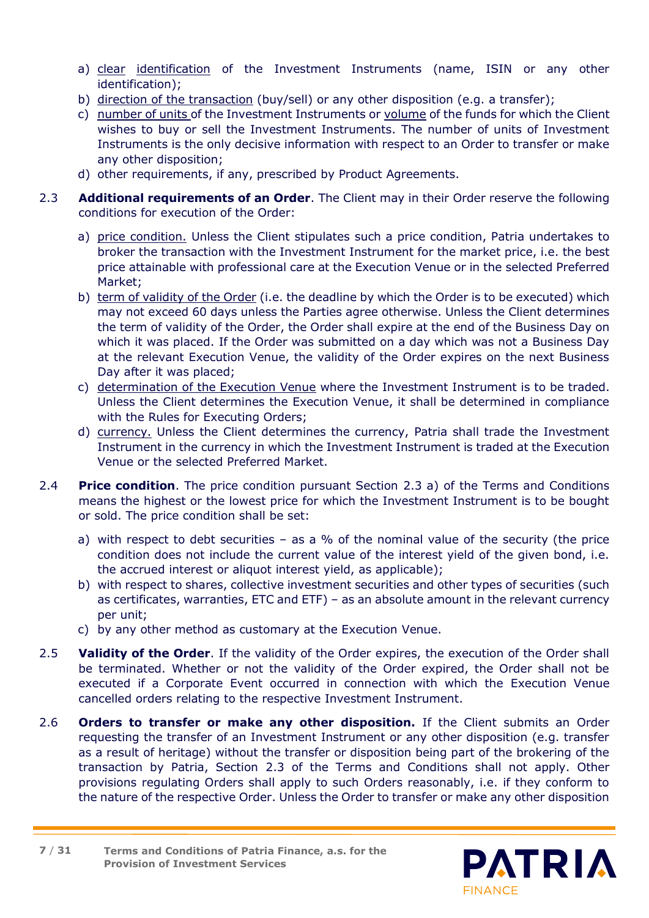a) clear identification of the Investment Instruments (name, ISIN or any other identification);
b) direction of the transaction (buy/sell) or any other disposition (e.g. a transfer);
c) number of units of the Investment Instruments or volume of the funds for which the Client wishes to buy or sell the Investment Instruments. The number of units of Investment Instruments is the only decisive information with respect to an Order to transfer or make any other disposition;
d) other requirements, if any, prescribed by Product Agreements.

2.3 **Additional requirements of an Order**. The Client may in their Order reserve the following conditions for execution of the Order:

a) price condition. Unless the Client stipulates such a price condition, Patria undertakes to broker the transaction with the Investment Instrument for the market price, i.e. the best price attainable with professional care at the Execution Venue or in the selected Preferred Market;
b) term of validity of the Order (i.e. the deadline by which the Order is to be executed) which may not exceed 60 days unless the Parties agree otherwise. Unless the Client determines the term of validity of the Order, the Order shall expire at the end of the Business Day on which it was placed. If the Order was submitted on a day which was not a Business Day at the relevant Execution Venue, the validity of the Order expires on the next Business Day after it was placed;
c) determination of the Execution Venue where the Investment Instrument is to be traded. Unless the Client determines the Execution Venue, it shall be determined in compliance with the Rules for Executing Orders;
d) currency. Unless the Client determines the currency, Patria shall trade the Investment Instrument in the currency in which the Investment Instrument is traded at the Execution Venue or the selected Preferred Market.

2.4 **Price condition**. The price condition pursuant Section 2.3 a) of the Terms and Conditions means the highest or the lowest price for which the Investment Instrument is to be bought or sold. The price condition shall be set:

a) with respect to debt securities – as a % of the nominal value of the security (the price condition does not include the current value of the interest yield of the given bond, i.e. the accrued interest or aliquot interest yield, as applicable);
b) with respect to shares, collective investment securities and other types of securities (such as certificates, warranties, ETC and ETF) – as an absolute amount in the relevant currency per unit;
c) by any other method as customary at the Execution Venue.

2.5 **Validity of the Order**. If the validity of the Order expires, the execution of the Order shall be terminated. Whether or not the validity of the Order expired, the Order shall not be executed if a Corporate Event occurred in connection with which the Execution Venue cancelled orders relating to the respective Investment Instrument.

2.6 **Orders to transfer or make any other disposition.** If the Client submits an Order requesting the transfer of an Investment Instrument or any other disposition (e.g. transfer as a result of heritage) without the transfer or disposition being part of the brokering of the transaction by Patria, Section 2.3 of the Terms and Conditions shall not apply. Other provisions regulating Orders shall apply to such Orders reasonably, i.e. if they conform to the nature of the respective Order. Unless the Order to transfer or make any other disposition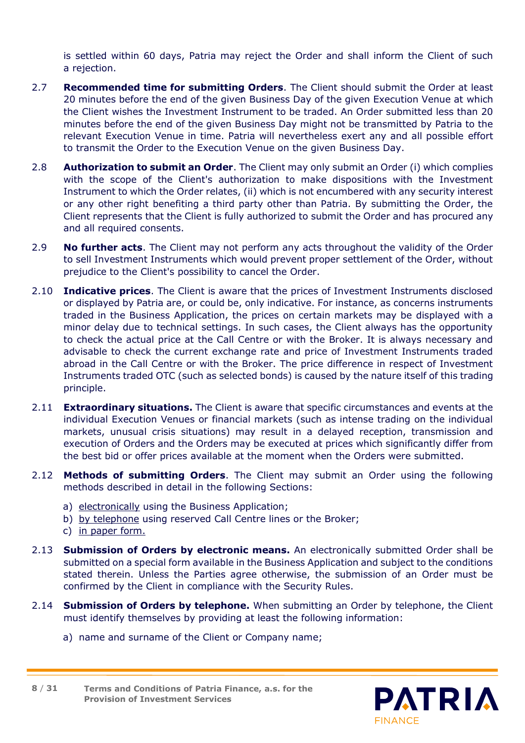is settled within 60 days, Patria may reject the Order and shall inform the Client of such a rejection.

2.7 **Recommended time for submitting Orders**. The Client should submit the Order at least 20 minutes before the end of the given Business Day of the given Execution Venue at which the Client wishes the Investment Instrument to be traded. An Order submitted less than 20 minutes before the end of the given Business Day might not be transmitted by Patria to the relevant Execution Venue in time. Patria will nevertheless exert any and all possible effort to transmit the Order to the Execution Venue on the given Business Day.

2.8 **Authorization to submit an Order**. The Client may only submit an Order (i) which complies with the scope of the Client's authorization to make dispositions with the Investment Instrument to which the Order relates, (ii) which is not encumbered with any security interest or any other right benefiting a third party other than Patria. By submitting the Order, the Client represents that the Client is fully authorized to submit the Order and has procured any and all required consents.

2.9 **No further acts**. The Client may not perform any acts throughout the validity of the Order to sell Investment Instruments which would prevent proper settlement of the Order, without prejudice to the Client's possibility to cancel the Order.

2.10 **Indicative prices**. The Client is aware that the prices of Investment Instruments disclosed or displayed by Patria are, or could be, only indicative. For instance, as concerns instruments traded in the Business Application, the prices on certain markets may be displayed with a minor delay due to technical settings. In such cases, the Client always has the opportunity to check the actual price at the Call Centre or with the Broker. It is always necessary and advisable to check the current exchange rate and price of Investment Instruments traded abroad in the Call Centre or with the Broker. The price difference in respect of Investment Instruments traded OTC (such as selected bonds) is caused by the nature itself of this trading principle.

2.11 **Extraordinary situations.** The Client is aware that specific circumstances and events at the individual Execution Venues or financial markets (such as intense trading on the individual markets, unusual crisis situations) may result in a delayed reception, transmission and execution of Orders and the Orders may be executed at prices which significantly differ from the best bid or offer prices available at the moment when the Orders were submitted.

2.12 **Methods of submitting Orders**. The Client may submit an Order using the following methods described in detail in the following Sections:

a) electronically using the Business Application;
b) by telephone using reserved Call Centre lines or the Broker;
c) in paper form.

2.13 **Submission of Orders by electronic means.** An electronically submitted Order shall be submitted on a special form available in the Business Application and subject to the conditions stated therein. Unless the Parties agree otherwise, the submission of an Order must be confirmed by the Client in compliance with the Security Rules.

2.14 **Submission of Orders by telephone.** When submitting an Order by telephone, the Client must identify themselves by providing at least the following information:

a) name and surname of the Client or Company name;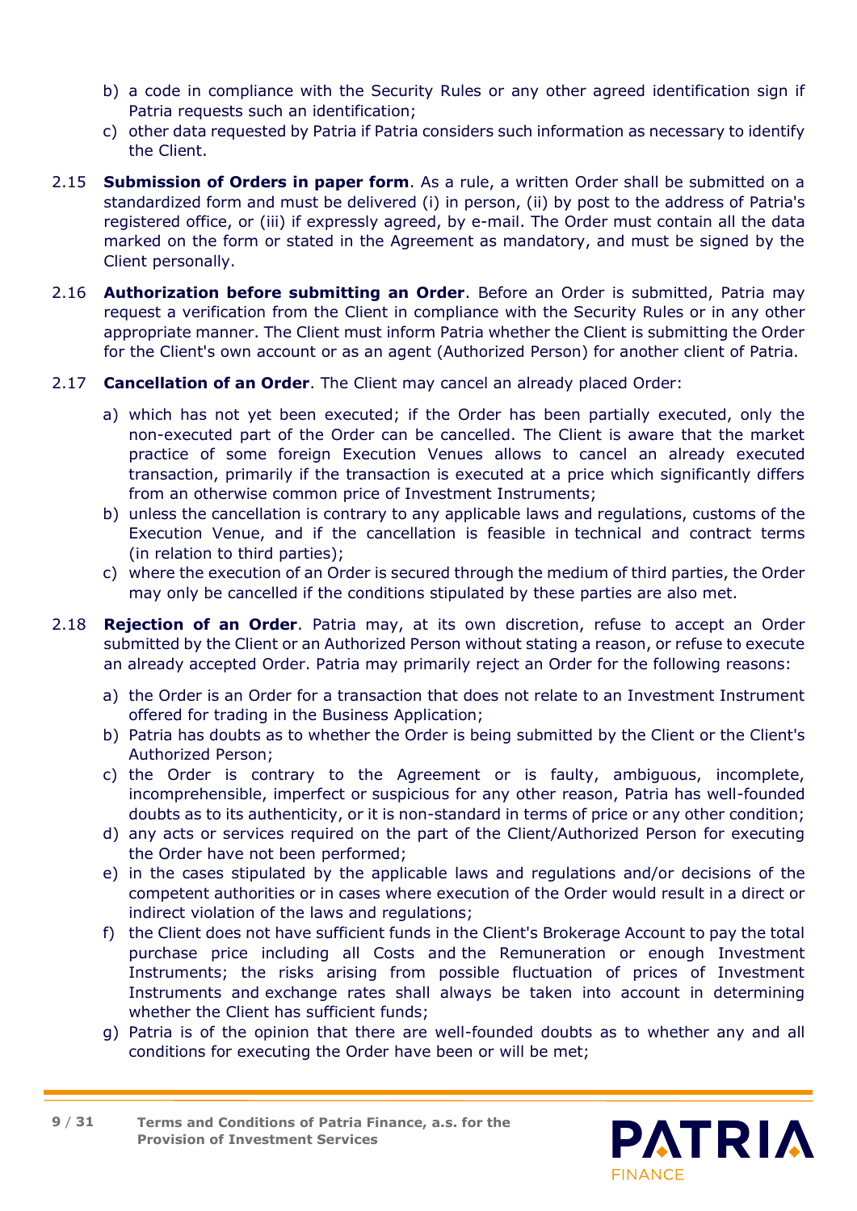b) a code in compliance with the Security Rules or any other agreed identification sign if Patria requests such an identification;
c) other data requested by Patria if Patria considers such information as necessary to identify the Client.

2.15 **Submission of Orders in paper form**. As a rule, a written Order shall be submitted on a standardized form and must be delivered (i) in person, (ii) by post to the address of Patria's registered office, or (iii) if expressly agreed, by e-mail. The Order must contain all the data marked on the form or stated in the Agreement as mandatory, and must be signed by the Client personally.

2.16 **Authorization before submitting an Order**. Before an Order is submitted, Patria may request a verification from the Client in compliance with the Security Rules or in any other appropriate manner. The Client must inform Patria whether the Client is submitting the Order for the Client's own account or as an agent (Authorized Person) for another client of Patria.

2.17 **Cancellation of an Order**. The Client may cancel an already placed Order:

a) which has not yet been executed; if the Order has been partially executed, only the non-executed part of the Order can be cancelled. The Client is aware that the market practice of some foreign Execution Venues allows to cancel an already executed transaction, primarily if the transaction is executed at a price which significantly differs from an otherwise common price of Investment Instruments;
b) unless the cancellation is contrary to any applicable laws and regulations, customs of the Execution Venue, and if the cancellation is feasible in technical and contract terms (in relation to third parties);
c) where the execution of an Order is secured through the medium of third parties, the Order may only be cancelled if the conditions stipulated by these parties are also met.

2.18 **Rejection of an Order**. Patria may, at its own discretion, refuse to accept an Order submitted by the Client or an Authorized Person without stating a reason, or refuse to execute an already accepted Order. Patria may primarily reject an Order for the following reasons:

a) the Order is an Order for a transaction that does not relate to an Investment Instrument offered for trading in the Business Application;
b) Patria has doubts as to whether the Order is being submitted by the Client or the Client's Authorized Person;
c) the Order is contrary to the Agreement or is faulty, ambiguous, incomplete, incomprehensible, imperfect or suspicious for any other reason, Patria has well-founded doubts as to its authenticity, or it is non-standard in terms of price or any other condition;
d) any acts or services required on the part of the Client/Authorized Person for executing the Order have not been performed;
e) in the cases stipulated by the applicable laws and regulations and/or decisions of the competent authorities or in cases where execution of the Order would result in a direct or indirect violation of the laws and regulations;
f) the Client does not have sufficient funds in the Client's Brokerage Account to pay the total purchase price including all Costs and the Remuneration or enough Investment Instruments; the risks arising from possible fluctuation of prices of Investment Instruments and exchange rates shall always be taken into account in determining whether the Client has sufficient funds;
g) Patria is of the opinion that there are well-founded doubts as to whether any and all conditions for executing the Order have been or will be met;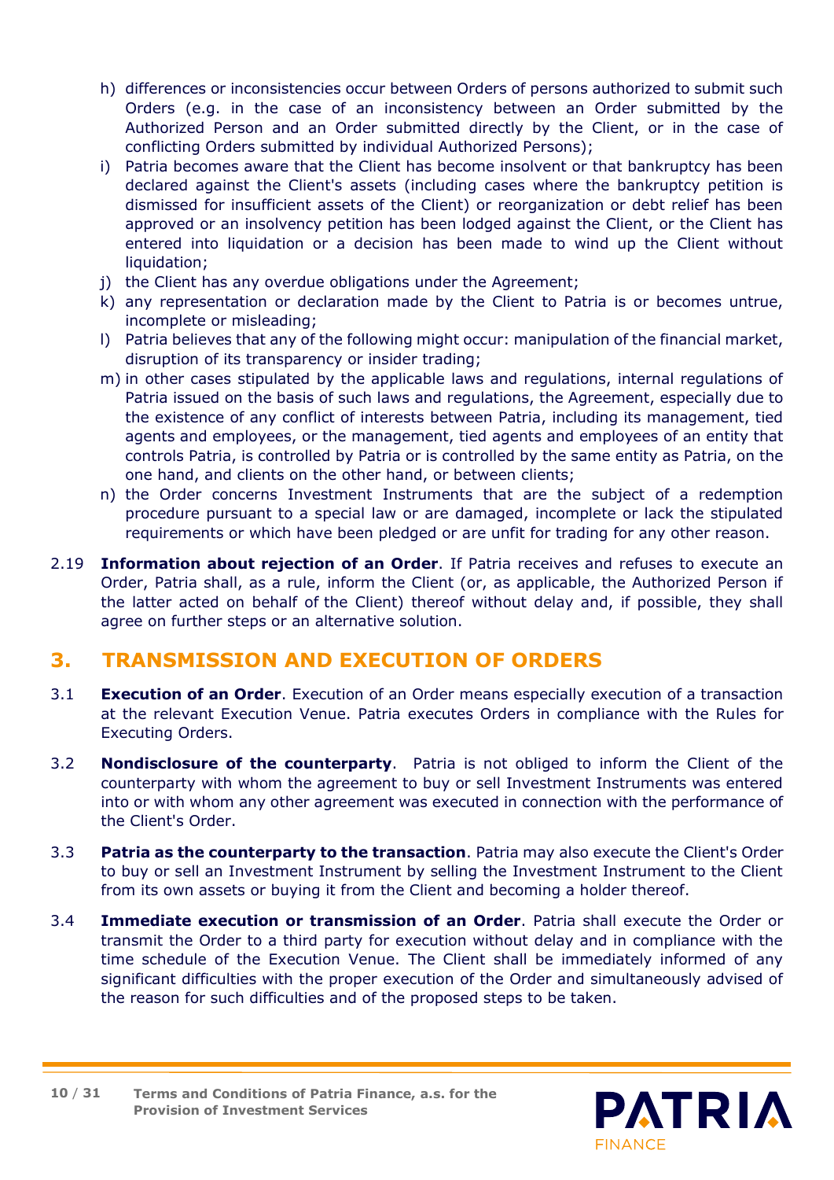h) differences or inconsistencies occur between Orders of persons authorized to submit such Orders (e.g. in the case of an inconsistency between an Order submitted by the Authorized Person and an Order submitted directly by the Client, or in the case of conflicting Orders submitted by individual Authorized Persons);

i) Patria becomes aware that the Client has become insolvent or that bankruptcy has been declared against the Client's assets (including cases where the bankruptcy petition is dismissed for insufficient assets of the Client) or reorganization or debt relief has been approved or an insolvency petition has been lodged against the Client, or the Client has entered into liquidation or a decision has been made to wind up the Client without liquidation;

j) the Client has any overdue obligations under the Agreement;

k) any representation or declaration made by the Client to Patria is or becomes untrue, incomplete or misleading;

l) Patria believes that any of the following might occur: manipulation of the financial market, disruption of its transparency or insider trading;

m) in other cases stipulated by the applicable laws and regulations, internal regulations of Patria issued on the basis of such laws and regulations, the Agreement, especially due to the existence of any conflict of interests between Patria, including its management, tied agents and employees, or the management, tied agents and employees of an entity that controls Patria, is controlled by Patria or is controlled by the same entity as Patria, on the one hand, and clients on the other hand, or between clients;

n) the Order concerns Investment Instruments that are the subject of a redemption procedure pursuant to a special law or are damaged, incomplete or lack the stipulated requirements or which have been pledged or are unfit for trading for any other reason.

2.19 **Information about rejection of an Order**. If Patria receives and refuses to execute an Order, Patria shall, as a rule, inform the Client (or, as applicable, the Authorized Person if the latter acted on behalf of the Client) thereof without delay and, if possible, they shall agree on further steps or an alternative solution.

## 3. TRANSMISSION AND EXECUTION OF ORDERS

3.1 **Execution of an Order**. Execution of an Order means especially execution of a transaction at the relevant Execution Venue. Patria executes Orders in compliance with the Rules for Executing Orders.

3.2 **Nondisclosure of the counterparty**. Patria is not obliged to inform the Client of the counterparty with whom the agreement to buy or sell Investment Instruments was entered into or with whom any other agreement was executed in connection with the performance of the Client's Order.

3.3 **Patria as the counterparty to the transaction**. Patria may also execute the Client's Order to buy or sell an Investment Instrument by selling the Investment Instrument to the Client from its own assets or buying it from the Client and becoming a holder thereof.

3.4 **Immediate execution or transmission of an Order**. Patria shall execute the Order or transmit the Order to a third party for execution without delay and in compliance with the time schedule of the Execution Venue. The Client shall be immediately informed of any significant difficulties with the proper execution of the Order and simultaneously advised of the reason for such difficulties and of the proposed steps to be taken.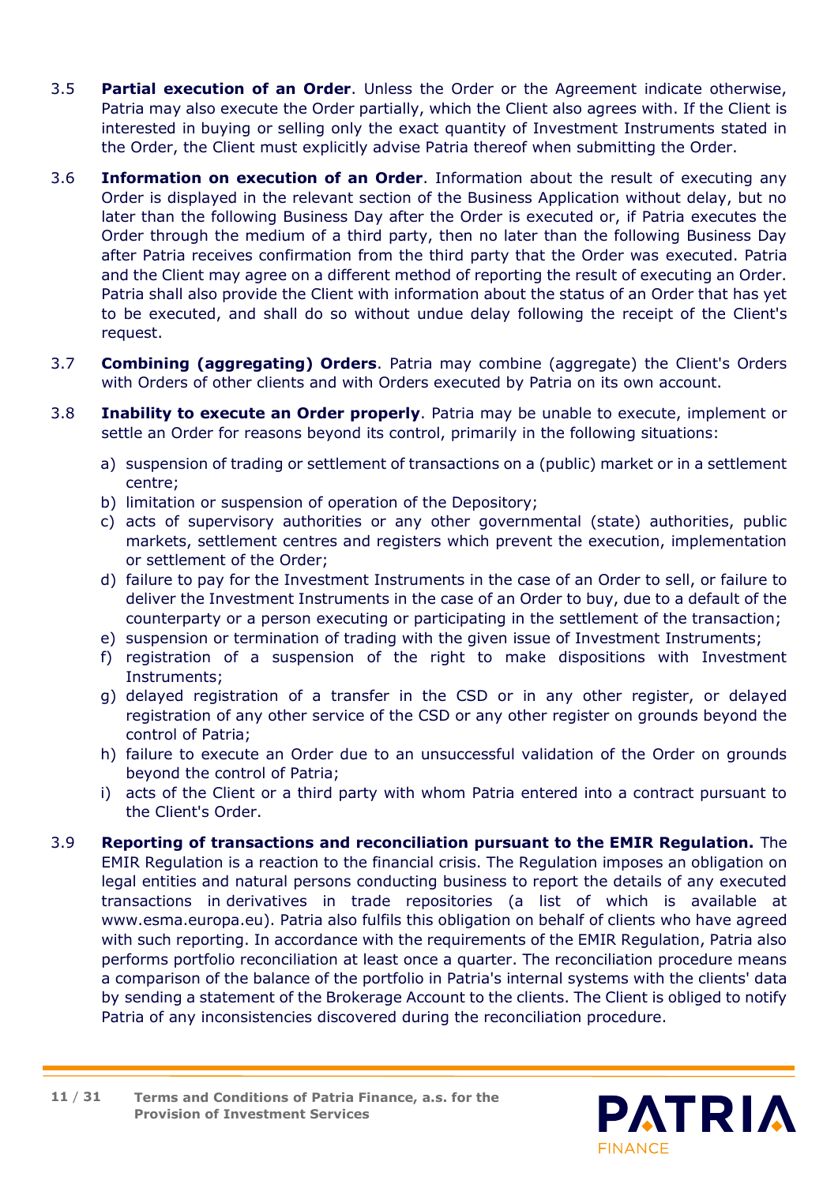3.5 **Partial execution of an Order**. Unless the Order or the Agreement indicate otherwise, Patria may also execute the Order partially, which the Client also agrees with. If the Client is interested in buying or selling only the exact quantity of Investment Instruments stated in the Order, the Client must explicitly advise Patria thereof when submitting the Order.

3.6 **Information on execution of an Order**. Information about the result of executing any Order is displayed in the relevant section of the Business Application without delay, but no later than the following Business Day after the Order is executed or, if Patria executes the Order through the medium of a third party, then no later than the following Business Day after Patria receives confirmation from the third party that the Order was executed. Patria and the Client may agree on a different method of reporting the result of executing an Order. Patria shall also provide the Client with information about the status of an Order that has yet to be executed, and shall do so without undue delay following the receipt of the Client's request.

3.7 **Combining (aggregating) Orders**. Patria may combine (aggregate) the Client's Orders with Orders of other clients and with Orders executed by Patria on its own account.

3.8 **Inability to execute an Order properly**. Patria may be unable to execute, implement or settle an Order for reasons beyond its control, primarily in the following situations:

a) suspension of trading or settlement of transactions on a (public) market or in a settlement centre;
b) limitation or suspension of operation of the Depository;
c) acts of supervisory authorities or any other governmental (state) authorities, public markets, settlement centres and registers which prevent the execution, implementation or settlement of the Order;
d) failure to pay for the Investment Instruments in the case of an Order to sell, or failure to deliver the Investment Instruments in the case of an Order to buy, due to a default of the counterparty or a person executing or participating in the settlement of the transaction;
e) suspension or termination of trading with the given issue of Investment Instruments;
f) registration of a suspension of the right to make dispositions with Investment Instruments;
g) delayed registration of a transfer in the CSD or in any other register, or delayed registration of any other service of the CSD or any other register on grounds beyond the control of Patria;
h) failure to execute an Order due to an unsuccessful validation of the Order on grounds beyond the control of Patria;
i) acts of the Client or a third party with whom Patria entered into a contract pursuant to the Client's Order.

3.9 **Reporting of transactions and reconciliation pursuant to the EMIR Regulation.** The EMIR Regulation is a reaction to the financial crisis. The Regulation imposes an obligation on legal entities and natural persons conducting business to report the details of any executed transactions in derivatives in trade repositories (a list of which is available at www.esma.europa.eu). Patria also fulfils this obligation on behalf of clients who have agreed with such reporting. In accordance with the requirements of the EMIR Regulation, Patria also performs portfolio reconciliation at least once a quarter. The reconciliation procedure means a comparison of the balance of the portfolio in Patria's internal systems with the clients' data by sending a statement of the Brokerage Account to the clients. The Client is obliged to notify Patria of any inconsistencies discovered during the reconciliation procedure.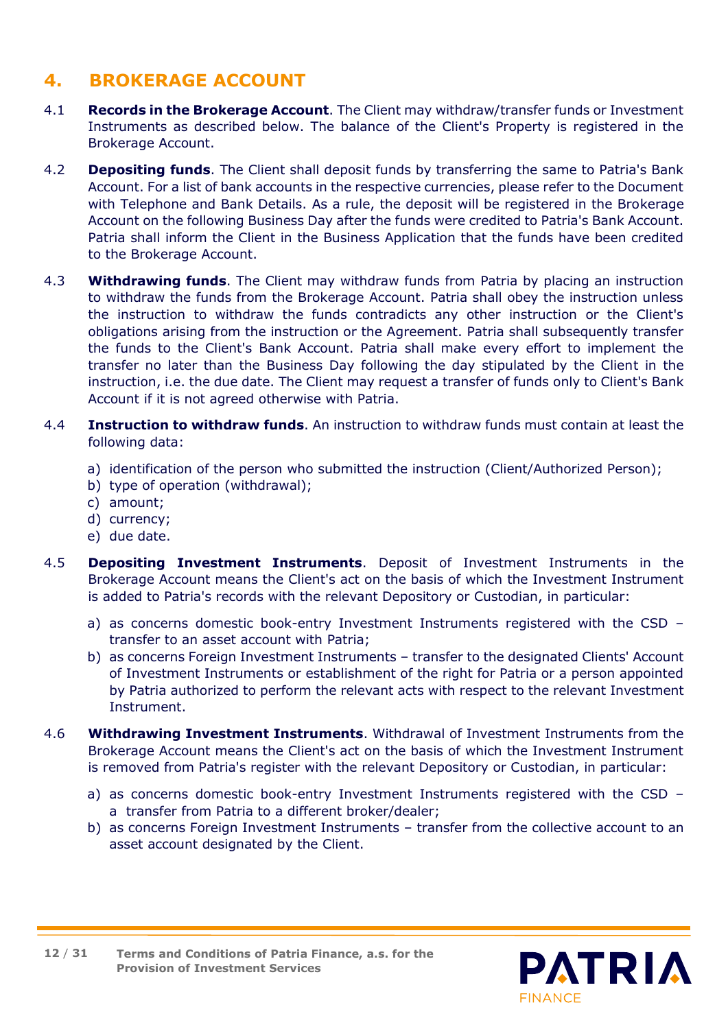## 4. BROKERAGE ACCOUNT

4.1 **Records in the Brokerage Account**. The Client may withdraw/transfer funds or Investment Instruments as described below. The balance of the Client's Property is registered in the Brokerage Account.

4.2 **Depositing funds**. The Client shall deposit funds by transferring the same to Patria's Bank Account. For a list of bank accounts in the respective currencies, please refer to the Document with Telephone and Bank Details. As a rule, the deposit will be registered in the Brokerage Account on the following Business Day after the funds were credited to Patria's Bank Account. Patria shall inform the Client in the Business Application that the funds have been credited to the Brokerage Account.

4.3 **Withdrawing funds**. The Client may withdraw funds from Patria by placing an instruction to withdraw the funds from the Brokerage Account. Patria shall obey the instruction unless the instruction to withdraw the funds contradicts any other instruction or the Client's obligations arising from the instruction or the Agreement. Patria shall subsequently transfer the funds to the Client's Bank Account. Patria shall make every effort to implement the transfer no later than the Business Day following the day stipulated by the Client in the instruction, i.e. the due date. The Client may request a transfer of funds only to Client's Bank Account if it is not agreed otherwise with Patria.

4.4 **Instruction to withdraw funds**. An instruction to withdraw funds must contain at least the following data:

a) identification of the person who submitted the instruction (Client/Authorized Person);
b) type of operation (withdrawal);
c) amount;
d) currency;
e) due date.

4.5 **Depositing Investment Instruments**. Deposit of Investment Instruments in the Brokerage Account means the Client's act on the basis of which the Investment Instrument is added to Patria's records with the relevant Depository or Custodian, in particular:

a) as concerns domestic book-entry Investment Instruments registered with the CSD – transfer to an asset account with Patria;
b) as concerns Foreign Investment Instruments – transfer to the designated Clients' Account of Investment Instruments or establishment of the right for Patria or a person appointed by Patria authorized to perform the relevant acts with respect to the relevant Investment Instrument.

4.6 **Withdrawing Investment Instruments**. Withdrawal of Investment Instruments from the Brokerage Account means the Client's act on the basis of which the Investment Instrument is removed from Patria's register with the relevant Depository or Custodian, in particular:

a) as concerns domestic book-entry Investment Instruments registered with the CSD – a transfer from Patria to a different broker/dealer;
b) as concerns Foreign Investment Instruments – transfer from the collective account to an asset account designated by the Client.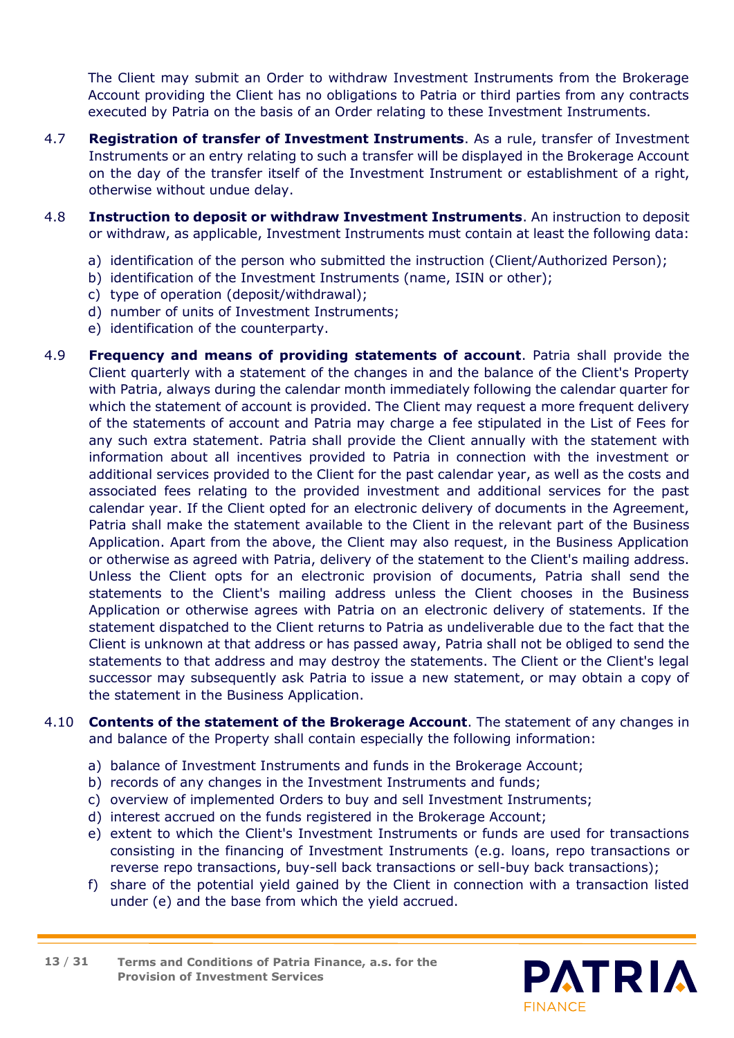The Client may submit an Order to withdraw Investment Instruments from the Brokerage Account providing the Client has no obligations to Patria or third parties from any contracts executed by Patria on the basis of an Order relating to these Investment Instruments.

4.7 **Registration of transfer of Investment Instruments**. As a rule, transfer of Investment Instruments or an entry relating to such a transfer will be displayed in the Brokerage Account on the day of the transfer itself of the Investment Instrument or establishment of a right, otherwise without undue delay.

4.8 **Instruction to deposit or withdraw Investment Instruments**. An instruction to deposit or withdraw, as applicable, Investment Instruments must contain at least the following data:

a) identification of the person who submitted the instruction (Client/Authorized Person);
b) identification of the Investment Instruments (name, ISIN or other);
c) type of operation (deposit/withdrawal);
d) number of units of Investment Instruments;
e) identification of the counterparty.

4.9 **Frequency and means of providing statements of account**. Patria shall provide the Client quarterly with a statement of the changes in and the balance of the Client's Property with Patria, always during the calendar month immediately following the calendar quarter for which the statement of account is provided. The Client may request a more frequent delivery of the statements of account and Patria may charge a fee stipulated in the List of Fees for any such extra statement. Patria shall provide the Client annually with the statement with information about all incentives provided to Patria in connection with the investment or additional services provided to the Client for the past calendar year, as well as the costs and associated fees relating to the provided investment and additional services for the past calendar year. If the Client opted for an electronic delivery of documents in the Agreement, Patria shall make the statement available to the Client in the relevant part of the Business Application. Apart from the above, the Client may also request, in the Business Application or otherwise as agreed with Patria, delivery of the statement to the Client's mailing address. Unless the Client opts for an electronic provision of documents, Patria shall send the statements to the Client's mailing address unless the Client chooses in the Business Application or otherwise agrees with Patria on an electronic delivery of statements. If the statement dispatched to the Client returns to Patria as undeliverable due to the fact that the Client is unknown at that address or has passed away, Patria shall not be obliged to send the statements to that address and may destroy the statements. The Client or the Client's legal successor may subsequently ask Patria to issue a new statement, or may obtain a copy of the statement in the Business Application.

4.10 **Contents of the statement of the Brokerage Account**. The statement of any changes in and balance of the Property shall contain especially the following information:

a) balance of Investment Instruments and funds in the Brokerage Account;
b) records of any changes in the Investment Instruments and funds;
c) overview of implemented Orders to buy and sell Investment Instruments;
d) interest accrued on the funds registered in the Brokerage Account;
e) extent to which the Client's Investment Instruments or funds are used for transactions consisting in the financing of Investment Instruments (e.g. loans, repo transactions or reverse repo transactions, buy-sell back transactions or sell-buy back transactions);
f) share of the potential yield gained by the Client in connection with a transaction listed under (e) and the base from which the yield accrued.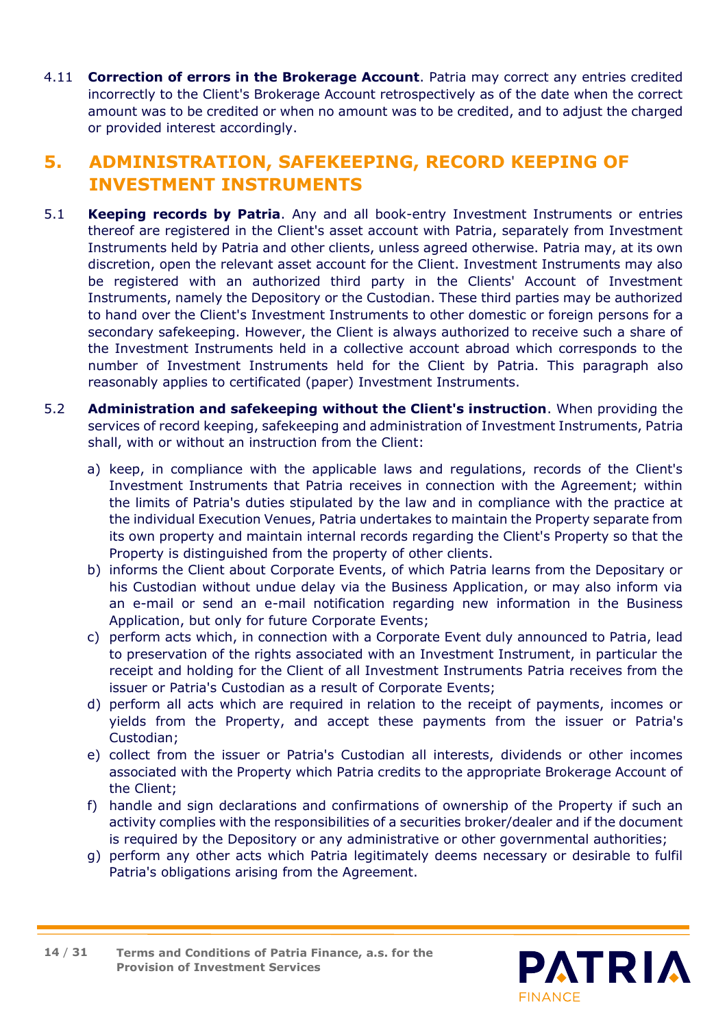4.11 **Correction of errors in the Brokerage Account**. Patria may correct any entries credited incorrectly to the Client's Brokerage Account retrospectively as of the date when the correct amount was to be credited or when no amount was to be credited, and to adjust the charged or provided interest accordingly.

## 5. ADMINISTRATION, SAFEKEEPING, RECORD KEEPING OF INVESTMENT INSTRUMENTS

5.1 **Keeping records by Patria**. Any and all book-entry Investment Instruments or entries thereof are registered in the Client's asset account with Patria, separately from Investment Instruments held by Patria and other clients, unless agreed otherwise. Patria may, at its own discretion, open the relevant asset account for the Client. Investment Instruments may also be registered with an authorized third party in the Clients' Account of Investment Instruments, namely the Depository or the Custodian. These third parties may be authorized to hand over the Client's Investment Instruments to other domestic or foreign persons for a secondary safekeeping. However, the Client is always authorized to receive such a share of the Investment Instruments held in a collective account abroad which corresponds to the number of Investment Instruments held for the Client by Patria. This paragraph also reasonably applies to certificated (paper) Investment Instruments.

5.2 **Administration and safekeeping without the Client's instruction**. When providing the services of record keeping, safekeeping and administration of Investment Instruments, Patria shall, with or without an instruction from the Client:

a) keep, in compliance with the applicable laws and regulations, records of the Client's Investment Instruments that Patria receives in connection with the Agreement; within the limits of Patria's duties stipulated by the law and in compliance with the practice at the individual Execution Venues, Patria undertakes to maintain the Property separate from its own property and maintain internal records regarding the Client's Property so that the Property is distinguished from the property of other clients.

b) informs the Client about Corporate Events, of which Patria learns from the Depositary or his Custodian without undue delay via the Business Application, or may also inform via an e-mail or send an e-mail notification regarding new information in the Business Application, but only for future Corporate Events;

c) perform acts which, in connection with a Corporate Event duly announced to Patria, lead to preservation of the rights associated with an Investment Instrument, in particular the receipt and holding for the Client of all Investment Instruments Patria receives from the issuer or Patria's Custodian as a result of Corporate Events;

d) perform all acts which are required in relation to the receipt of payments, incomes or yields from the Property, and accept these payments from the issuer or Patria's Custodian;

e) collect from the issuer or Patria's Custodian all interests, dividends or other incomes associated with the Property which Patria credits to the appropriate Brokerage Account of the Client;

f) handle and sign declarations and confirmations of ownership of the Property if such an activity complies with the responsibilities of a securities broker/dealer and if the document is required by the Depository or any administrative or other governmental authorities;

g) perform any other acts which Patria legitimately deems necessary or desirable to fulfil Patria's obligations arising from the Agreement.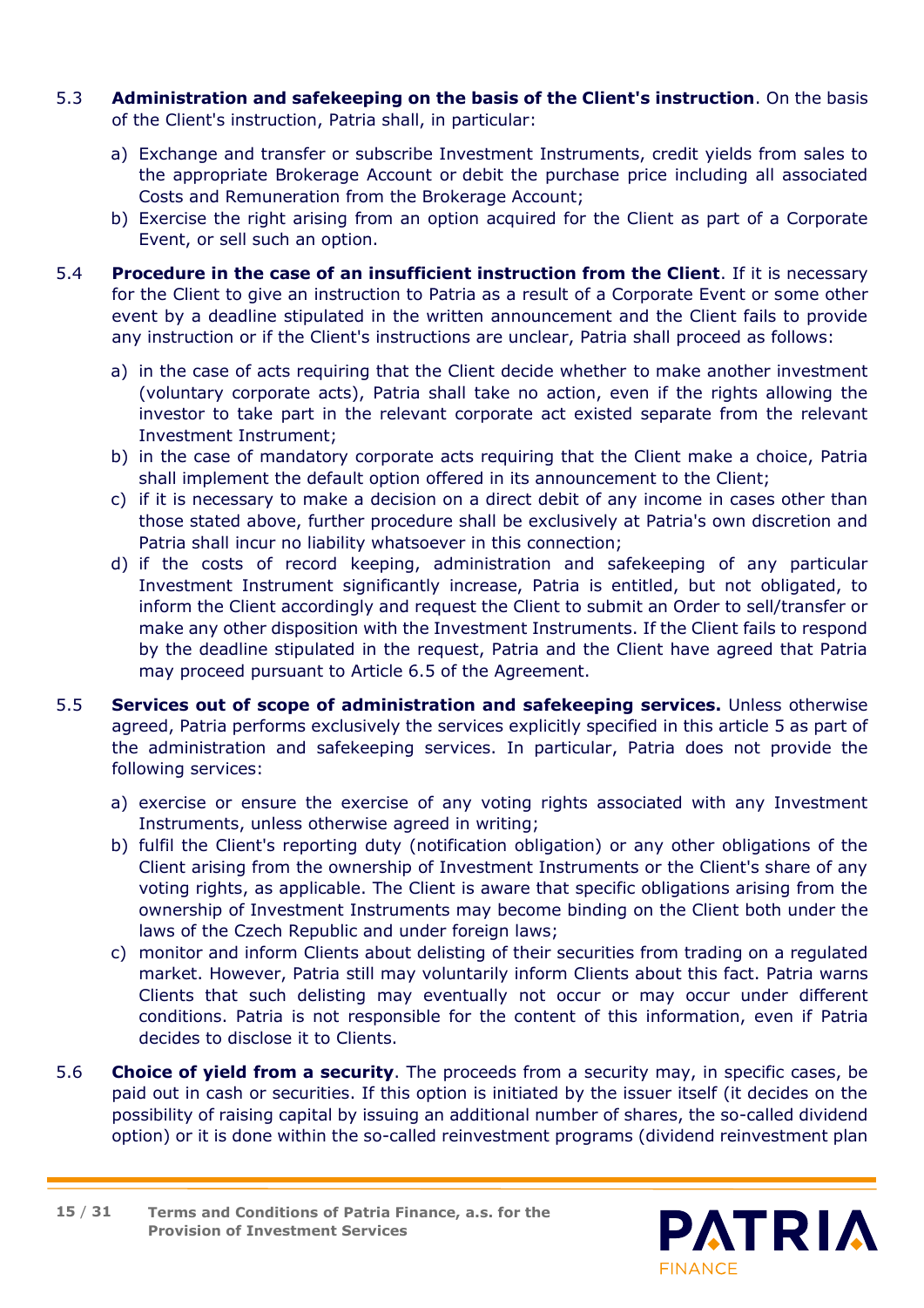5.3 **Administration and safekeeping on the basis of the Client's instruction**. On the basis of the Client's instruction, Patria shall, in particular:

a) Exchange and transfer or subscribe Investment Instruments, credit yields from sales to the appropriate Brokerage Account or debit the purchase price including all associated Costs and Remuneration from the Brokerage Account;
b) Exercise the right arising from an option acquired for the Client as part of a Corporate Event, or sell such an option.

5.4 **Procedure in the case of an insufficient instruction from the Client**. If it is necessary for the Client to give an instruction to Patria as a result of a Corporate Event or some other event by a deadline stipulated in the written announcement and the Client fails to provide any instruction or if the Client's instructions are unclear, Patria shall proceed as follows:

a) in the case of acts requiring that the Client decide whether to make another investment (voluntary corporate acts), Patria shall take no action, even if the rights allowing the investor to take part in the relevant corporate act existed separate from the relevant Investment Instrument;
b) in the case of mandatory corporate acts requiring that the Client make a choice, Patria shall implement the default option offered in its announcement to the Client;
c) if it is necessary to make a decision on a direct debit of any income in cases other than those stated above, further procedure shall be exclusively at Patria's own discretion and Patria shall incur no liability whatsoever in this connection;
d) if the costs of record keeping, administration and safekeeping of any particular Investment Instrument significantly increase, Patria is entitled, but not obligated, to inform the Client accordingly and request the Client to submit an Order to sell/transfer or make any other disposition with the Investment Instruments. If the Client fails to respond by the deadline stipulated in the request, Patria and the Client have agreed that Patria may proceed pursuant to Article 6.5 of the Agreement.

5.5 **Services out of scope of administration and safekeeping services.** Unless otherwise agreed, Patria performs exclusively the services explicitly specified in this article 5 as part of the administration and safekeeping services. In particular, Patria does not provide the following services:

a) exercise or ensure the exercise of any voting rights associated with any Investment Instruments, unless otherwise agreed in writing;
b) fulfil the Client's reporting duty (notification obligation) or any other obligations of the Client arising from the ownership of Investment Instruments or the Client's share of any voting rights, as applicable. The Client is aware that specific obligations arising from the ownership of Investment Instruments may become binding on the Client both under the laws of the Czech Republic and under foreign laws;
c) monitor and inform Clients about delisting of their securities from trading on a regulated market. However, Patria still may voluntarily inform Clients about this fact. Patria warns Clients that such delisting may eventually not occur or may occur under different conditions. Patria is not responsible for the content of this information, even if Patria decides to disclose it to Clients.

5.6 **Choice of yield from a security**. The proceeds from a security may, in specific cases, be paid out in cash or securities. If this option is initiated by the issuer itself (it decides on the possibility of raising capital by issuing an additional number of shares, the so-called dividend option) or it is done within the so-called reinvestment programs (dividend reinvestment plan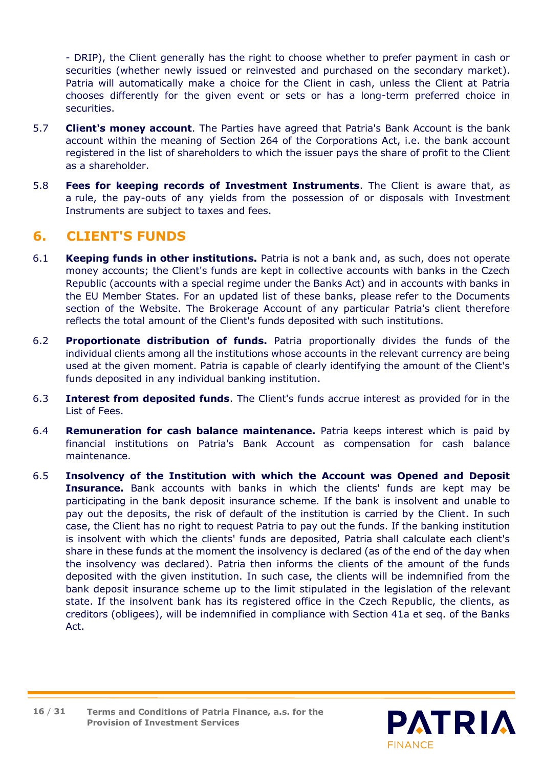- DRIP), the Client generally has the right to choose whether to prefer payment in cash or securities (whether newly issued or reinvested and purchased on the secondary market). Patria will automatically make a choice for the Client in cash, unless the Client at Patria chooses differently for the given event or sets or has a long-term preferred choice in securities.

5.7 **Client's money account**. The Parties have agreed that Patria's Bank Account is the bank account within the meaning of Section 264 of the Corporations Act, i.e. the bank account registered in the list of shareholders to which the issuer pays the share of profit to the Client as a shareholder.

5.8 **Fees for keeping records of Investment Instruments**. The Client is aware that, as a rule, the pay-outs of any yields from the possession of or disposals with Investment Instruments are subject to taxes and fees.

## 6. CLIENT'S FUNDS

6.1 **Keeping funds in other institutions.** Patria is not a bank and, as such, does not operate money accounts; the Client's funds are kept in collective accounts with banks in the Czech Republic (accounts with a special regime under the Banks Act) and in accounts with banks in the EU Member States. For an updated list of these banks, please refer to the Documents section of the Website. The Brokerage Account of any particular Patria's client therefore reflects the total amount of the Client's funds deposited with such institutions.

6.2 **Proportionate distribution of funds.** Patria proportionally divides the funds of the individual clients among all the institutions whose accounts in the relevant currency are being used at the given moment. Patria is capable of clearly identifying the amount of the Client's funds deposited in any individual banking institution.

6.3 **Interest from deposited funds**. The Client's funds accrue interest as provided for in the List of Fees.

6.4 **Remuneration for cash balance maintenance.** Patria keeps interest which is paid by financial institutions on Patria's Bank Account as compensation for cash balance maintenance.

6.5 **Insolvency of the Institution with which the Account was Opened and Deposit Insurance.** Bank accounts with banks in which the clients' funds are kept may be participating in the bank deposit insurance scheme. If the bank is insolvent and unable to pay out the deposits, the risk of default of the institution is carried by the Client. In such case, the Client has no right to request Patria to pay out the funds. If the banking institution is insolvent with which the clients' funds are deposited, Patria shall calculate each client's share in these funds at the moment the insolvency is declared (as of the end of the day when the insolvency was declared). Patria then informs the clients of the amount of the funds deposited with the given institution. In such case, the clients will be indemnified from the bank deposit insurance scheme up to the limit stipulated in the legislation of the relevant state. If the insolvent bank has its registered office in the Czech Republic, the clients, as creditors (obligees), will be indemnified in compliance with Section 41a et seq. of the Banks Act.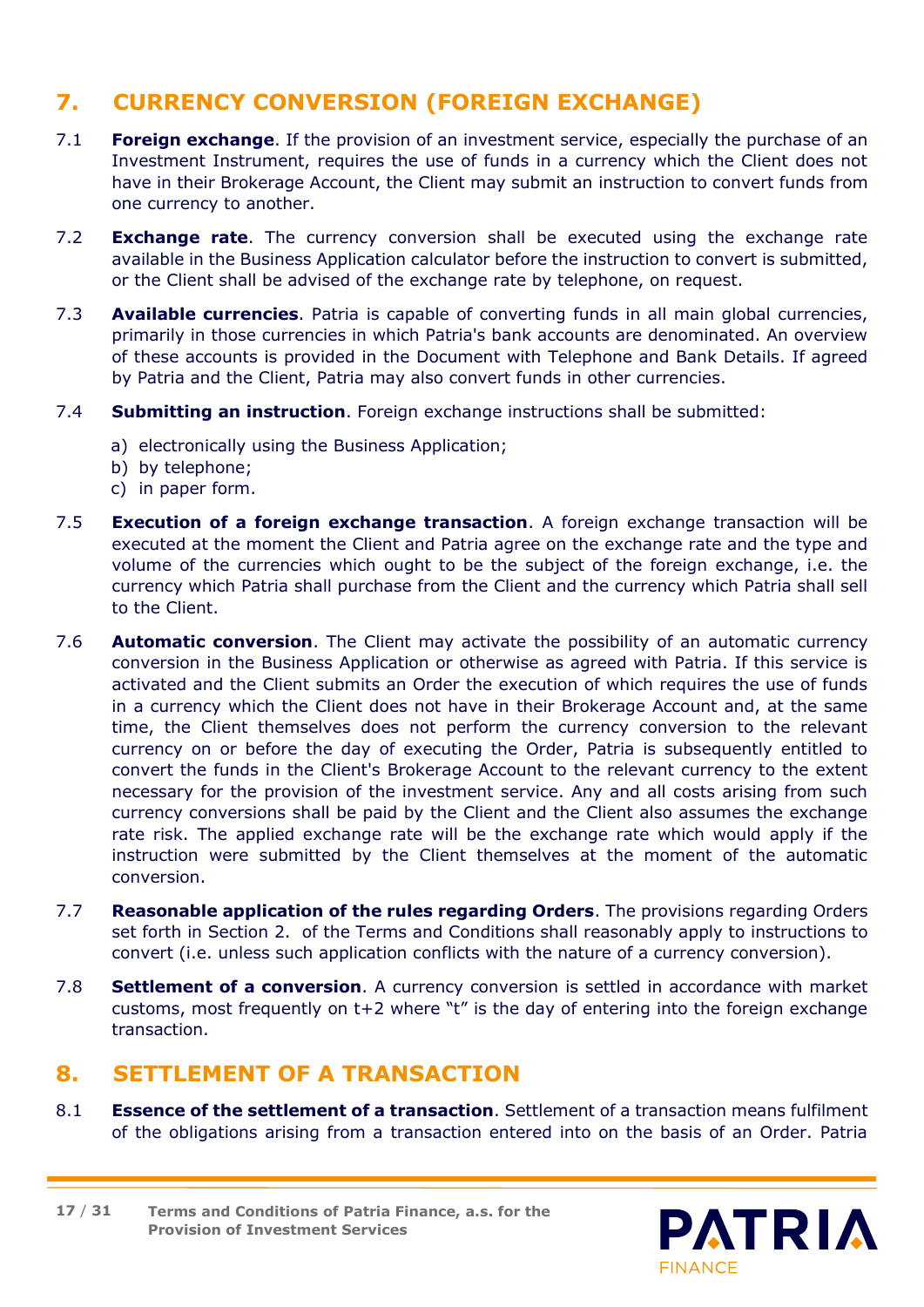## 7. CURRENCY CONVERSION (FOREIGN EXCHANGE)

7.1 **Foreign exchange**. If the provision of an investment service, especially the purchase of an Investment Instrument, requires the use of funds in a currency which the Client does not have in their Brokerage Account, the Client may submit an instruction to convert funds from one currency to another.

7.2 **Exchange rate**. The currency conversion shall be executed using the exchange rate available in the Business Application calculator before the instruction to convert is submitted, or the Client shall be advised of the exchange rate by telephone, on request.

7.3 **Available currencies**. Patria is capable of converting funds in all main global currencies, primarily in those currencies in which Patria's bank accounts are denominated. An overview of these accounts is provided in the Document with Telephone and Bank Details. If agreed by Patria and the Client, Patria may also convert funds in other currencies.

7.4 **Submitting an instruction**. Foreign exchange instructions shall be submitted:

a) electronically using the Business Application;
b) by telephone;
c) in paper form.

7.5 **Execution of a foreign exchange transaction**. A foreign exchange transaction will be executed at the moment the Client and Patria agree on the exchange rate and the type and volume of the currencies which ought to be the subject of the foreign exchange, i.e. the currency which Patria shall purchase from the Client and the currency which Patria shall sell to the Client.

7.6 **Automatic conversion**. The Client may activate the possibility of an automatic currency conversion in the Business Application or otherwise as agreed with Patria. If this service is activated and the Client submits an Order the execution of which requires the use of funds in a currency which the Client does not have in their Brokerage Account and, at the same time, the Client themselves does not perform the currency conversion to the relevant currency on or before the day of executing the Order, Patria is subsequently entitled to convert the funds in the Client's Brokerage Account to the relevant currency to the extent necessary for the provision of the investment service. Any and all costs arising from such currency conversions shall be paid by the Client and the Client also assumes the exchange rate risk. The applied exchange rate will be the exchange rate which would apply if the instruction were submitted by the Client themselves at the moment of the automatic conversion.

7.7 **Reasonable application of the rules regarding Orders**. The provisions regarding Orders set forth in Section 2. of the Terms and Conditions shall reasonably apply to instructions to convert (i.e. unless such application conflicts with the nature of a currency conversion).

7.8 **Settlement of a conversion**. A currency conversion is settled in accordance with market customs, most frequently on t+2 where "t" is the day of entering into the foreign exchange transaction.

## 8. SETTLEMENT OF A TRANSACTION

8.1 **Essence of the settlement of a transaction**. Settlement of a transaction means fulfilment of the obligations arising from a transaction entered into on the basis of an Order. Patria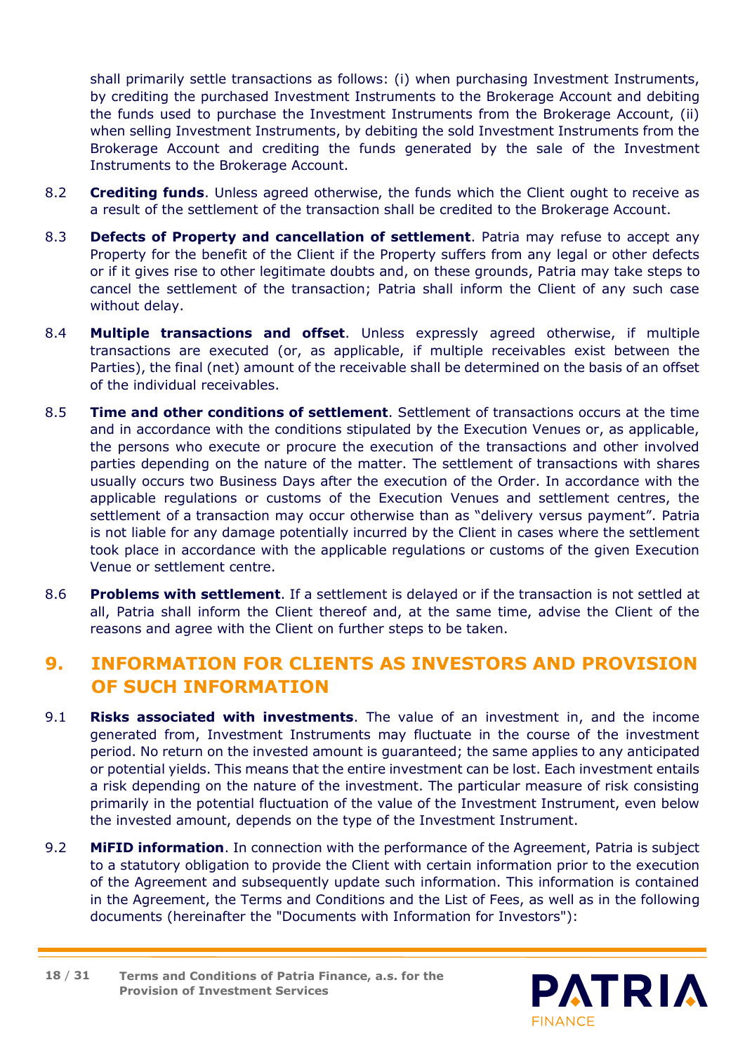shall primarily settle transactions as follows: (i) when purchasing Investment Instruments, by crediting the purchased Investment Instruments to the Brokerage Account and debiting the funds used to purchase the Investment Instruments from the Brokerage Account, (ii) when selling Investment Instruments, by debiting the sold Investment Instruments from the Brokerage Account and crediting the funds generated by the sale of the Investment Instruments to the Brokerage Account.

8.2 **Crediting funds**. Unless agreed otherwise, the funds which the Client ought to receive as a result of the settlement of the transaction shall be credited to the Brokerage Account.

8.3 **Defects of Property and cancellation of settlement**. Patria may refuse to accept any Property for the benefit of the Client if the Property suffers from any legal or other defects or if it gives rise to other legitimate doubts and, on these grounds, Patria may take steps to cancel the settlement of the transaction; Patria shall inform the Client of any such case without delay.

8.4 **Multiple transactions and offset**. Unless expressly agreed otherwise, if multiple transactions are executed (or, as applicable, if multiple receivables exist between the Parties), the final (net) amount of the receivable shall be determined on the basis of an offset of the individual receivables.

8.5 **Time and other conditions of settlement**. Settlement of transactions occurs at the time and in accordance with the conditions stipulated by the Execution Venues or, as applicable, the persons who execute or procure the execution of the transactions and other involved parties depending on the nature of the matter. The settlement of transactions with shares usually occurs two Business Days after the execution of the Order. In accordance with the applicable regulations or customs of the Execution Venues and settlement centres, the settlement of a transaction may occur otherwise than as "delivery versus payment". Patria is not liable for any damage potentially incurred by the Client in cases where the settlement took place in accordance with the applicable regulations or customs of the given Execution Venue or settlement centre.

8.6 **Problems with settlement**. If a settlement is delayed or if the transaction is not settled at all, Patria shall inform the Client thereof and, at the same time, advise the Client of the reasons and agree with the Client on further steps to be taken.

## 9. INFORMATION FOR CLIENTS AS INVESTORS AND PROVISION OF SUCH INFORMATION

9.1 **Risks associated with investments**. The value of an investment in, and the income generated from, Investment Instruments may fluctuate in the course of the investment period. No return on the invested amount is guaranteed; the same applies to any anticipated or potential yields. This means that the entire investment can be lost. Each investment entails a risk depending on the nature of the investment. The particular measure of risk consisting primarily in the potential fluctuation of the value of the Investment Instrument, even below the invested amount, depends on the type of the Investment Instrument.

9.2 **MiFID information**. In connection with the performance of the Agreement, Patria is subject to a statutory obligation to provide the Client with certain information prior to the execution of the Agreement and subsequently update such information. This information is contained in the Agreement, the Terms and Conditions and the List of Fees, as well as in the following documents (hereinafter the "Documents with Information for Investors"):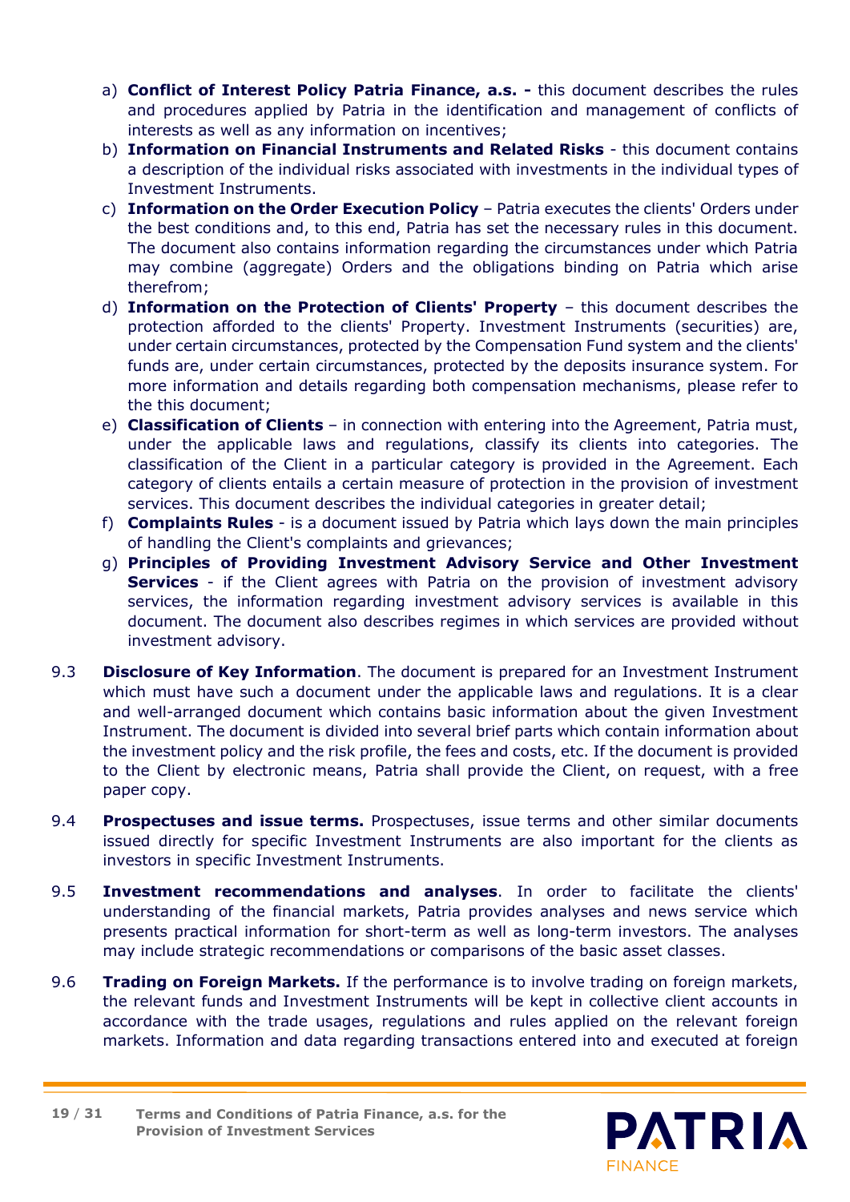a) **Conflict of Interest Policy Patria Finance, a.s. -** this document describes the rules and procedures applied by Patria in the identification and management of conflicts of interests as well as any information on incentives;
b) **Information on Financial Instruments and Related Risks** - this document contains a description of the individual risks associated with investments in the individual types of Investment Instruments.
c) **Information on the Order Execution Policy** – Patria executes the clients' Orders under the best conditions and, to this end, Patria has set the necessary rules in this document. The document also contains information regarding the circumstances under which Patria may combine (aggregate) Orders and the obligations binding on Patria which arise therefrom;
d) **Information on the Protection of Clients' Property** – this document describes the protection afforded to the clients' Property. Investment Instruments (securities) are, under certain circumstances, protected by the Compensation Fund system and the clients' funds are, under certain circumstances, protected by the deposits insurance system. For more information and details regarding both compensation mechanisms, please refer to the this document;
e) **Classification of Clients** – in connection with entering into the Agreement, Patria must, under the applicable laws and regulations, classify its clients into categories. The classification of the Client in a particular category is provided in the Agreement. Each category of clients entails a certain measure of protection in the provision of investment services. This document describes the individual categories in greater detail;
f) **Complaints Rules** - is a document issued by Patria which lays down the main principles of handling the Client's complaints and grievances;
g) **Principles of Providing Investment Advisory Service and Other Investment Services** - if the Client agrees with Patria on the provision of investment advisory services, the information regarding investment advisory services is available in this document. The document also describes regimes in which services are provided without investment advisory.

9.3 **Disclosure of Key Information**. The document is prepared for an Investment Instrument which must have such a document under the applicable laws and regulations. It is a clear and well-arranged document which contains basic information about the given Investment Instrument. The document is divided into several brief parts which contain information about the investment policy and the risk profile, the fees and costs, etc. If the document is provided to the Client by electronic means, Patria shall provide the Client, on request, with a free paper copy.

9.4 **Prospectuses and issue terms.** Prospectuses, issue terms and other similar documents issued directly for specific Investment Instruments are also important for the clients as investors in specific Investment Instruments.

9.5 **Investment recommendations and analyses**. In order to facilitate the clients' understanding of the financial markets, Patria provides analyses and news service which presents practical information for short-term as well as long-term investors. The analyses may include strategic recommendations or comparisons of the basic asset classes.

9.6 **Trading on Foreign Markets.** If the performance is to involve trading on foreign markets, the relevant funds and Investment Instruments will be kept in collective client accounts in accordance with the trade usages, regulations and rules applied on the relevant foreign markets. Information and data regarding transactions entered into and executed at foreign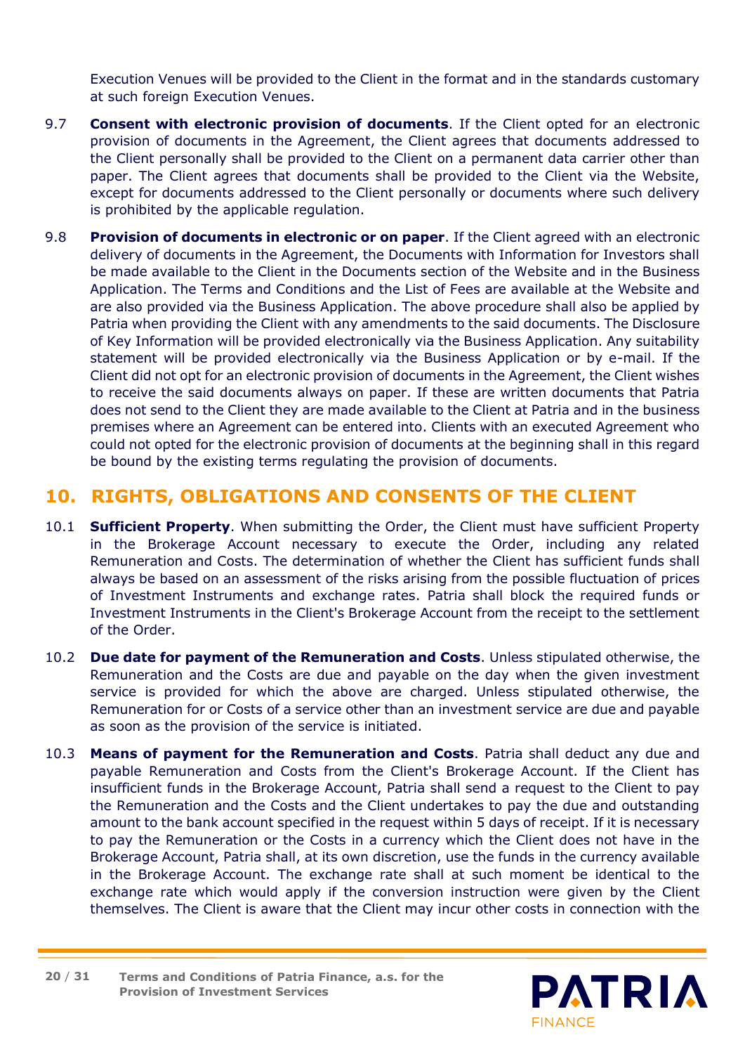Execution Venues will be provided to the Client in the format and in the standards customary at such foreign Execution Venues.

9.7 **Consent with electronic provision of documents**. If the Client opted for an electronic provision of documents in the Agreement, the Client agrees that documents addressed to the Client personally shall be provided to the Client on a permanent data carrier other than paper. The Client agrees that documents shall be provided to the Client via the Website, except for documents addressed to the Client personally or documents where such delivery is prohibited by the applicable regulation.

9.8 **Provision of documents in electronic or on paper**. If the Client agreed with an electronic delivery of documents in the Agreement, the Documents with Information for Investors shall be made available to the Client in the Documents section of the Website and in the Business Application. The Terms and Conditions and the List of Fees are available at the Website and are also provided via the Business Application. The above procedure shall also be applied by Patria when providing the Client with any amendments to the said documents. The Disclosure of Key Information will be provided electronically via the Business Application. Any suitability statement will be provided electronically via the Business Application or by e-mail. If the Client did not opt for an electronic provision of documents in the Agreement, the Client wishes to receive the said documents always on paper. If these are written documents that Patria does not send to the Client they are made available to the Client at Patria and in the business premises where an Agreement can be entered into. Clients with an executed Agreement who could not opted for the electronic provision of documents at the beginning shall in this regard be bound by the existing terms regulating the provision of documents.

## 10. RIGHTS, OBLIGATIONS AND CONSENTS OF THE CLIENT

10.1 **Sufficient Property**. When submitting the Order, the Client must have sufficient Property in the Brokerage Account necessary to execute the Order, including any related Remuneration and Costs. The determination of whether the Client has sufficient funds shall always be based on an assessment of the risks arising from the possible fluctuation of prices of Investment Instruments and exchange rates. Patria shall block the required funds or Investment Instruments in the Client's Brokerage Account from the receipt to the settlement of the Order.

10.2 **Due date for payment of the Remuneration and Costs**. Unless stipulated otherwise, the Remuneration and the Costs are due and payable on the day when the given investment service is provided for which the above are charged. Unless stipulated otherwise, the Remuneration for or Costs of a service other than an investment service are due and payable as soon as the provision of the service is initiated.

10.3 **Means of payment for the Remuneration and Costs**. Patria shall deduct any due and payable Remuneration and Costs from the Client's Brokerage Account. If the Client has insufficient funds in the Brokerage Account, Patria shall send a request to the Client to pay the Remuneration and the Costs and the Client undertakes to pay the due and outstanding amount to the bank account specified in the request within 5 days of receipt. If it is necessary to pay the Remuneration or the Costs in a currency which the Client does not have in the Brokerage Account, Patria shall, at its own discretion, use the funds in the currency available in the Brokerage Account. The exchange rate shall at such moment be identical to the exchange rate which would apply if the conversion instruction were given by the Client themselves. The Client is aware that the Client may incur other costs in connection with the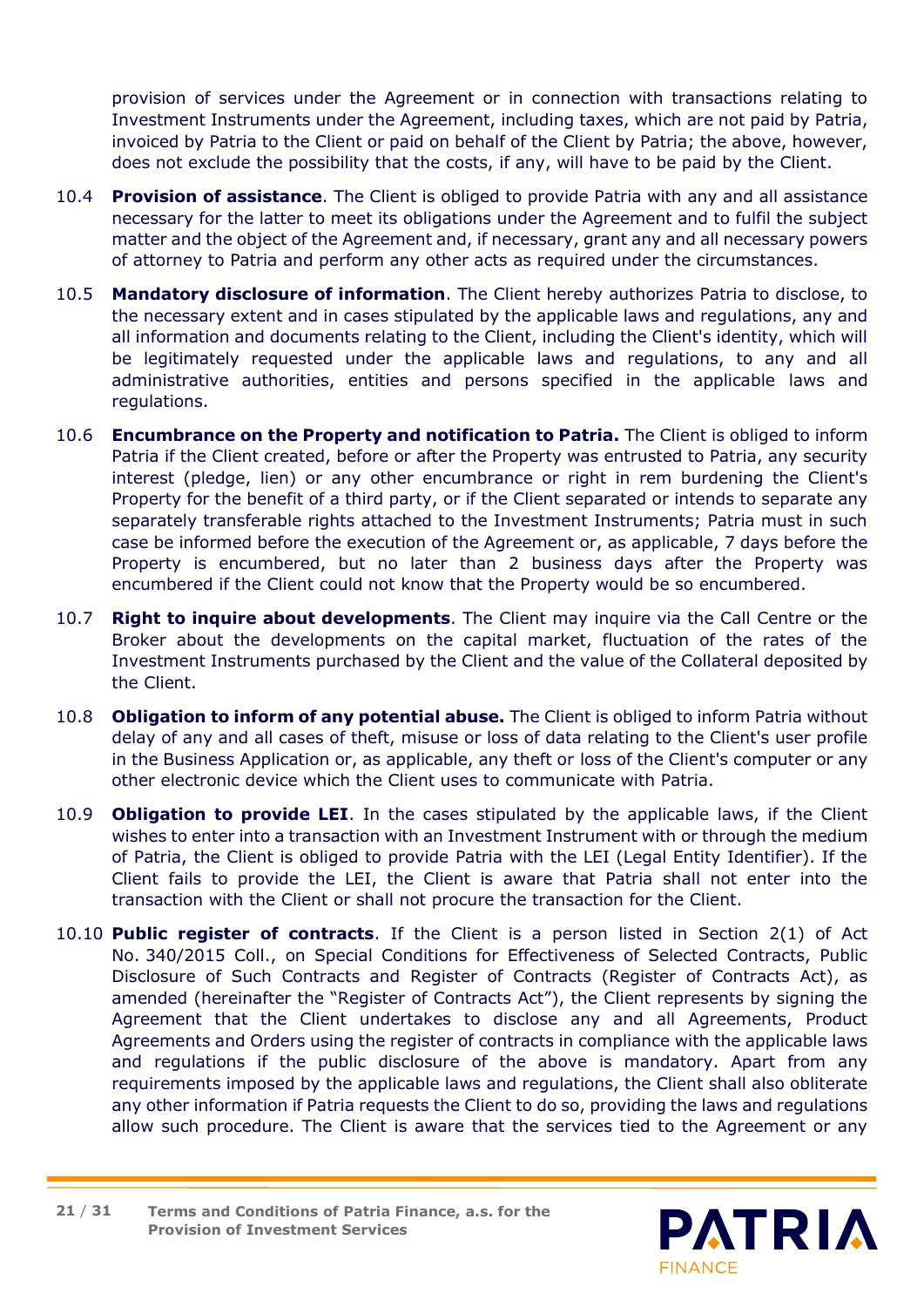provision of services under the Agreement or in connection with transactions relating to Investment Instruments under the Agreement, including taxes, which are not paid by Patria, invoiced by Patria to the Client or paid on behalf of the Client by Patria; the above, however, does not exclude the possibility that the costs, if any, will have to be paid by the Client.

10.4 **Provision of assistance**. The Client is obliged to provide Patria with any and all assistance necessary for the latter to meet its obligations under the Agreement and to fulfil the subject matter and the object of the Agreement and, if necessary, grant any and all necessary powers of attorney to Patria and perform any other acts as required under the circumstances.

10.5 **Mandatory disclosure of information**. The Client hereby authorizes Patria to disclose, to the necessary extent and in cases stipulated by the applicable laws and regulations, any and all information and documents relating to the Client, including the Client's identity, which will be legitimately requested under the applicable laws and regulations, to any and all administrative authorities, entities and persons specified in the applicable laws and regulations.

10.6 **Encumbrance on the Property and notification to Patria.** The Client is obliged to inform Patria if the Client created, before or after the Property was entrusted to Patria, any security interest (pledge, lien) or any other encumbrance or right in rem burdening the Client's Property for the benefit of a third party, or if the Client separated or intends to separate any separately transferable rights attached to the Investment Instruments; Patria must in such case be informed before the execution of the Agreement or, as applicable, 7 days before the Property is encumbered, but no later than 2 business days after the Property was encumbered if the Client could not know that the Property would be so encumbered.

10.7 **Right to inquire about developments**. The Client may inquire via the Call Centre or the Broker about the developments on the capital market, fluctuation of the rates of the Investment Instruments purchased by the Client and the value of the Collateral deposited by the Client.

10.8 **Obligation to inform of any potential abuse.** The Client is obliged to inform Patria without delay of any and all cases of theft, misuse or loss of data relating to the Client's user profile in the Business Application or, as applicable, any theft or loss of the Client's computer or any other electronic device which the Client uses to communicate with Patria.

10.9 **Obligation to provide LEI**. In the cases stipulated by the applicable laws, if the Client wishes to enter into a transaction with an Investment Instrument with or through the medium of Patria, the Client is obliged to provide Patria with the LEI (Legal Entity Identifier). If the Client fails to provide the LEI, the Client is aware that Patria shall not enter into the transaction with the Client or shall not procure the transaction for the Client.

10.10 **Public register of contracts**. If the Client is a person listed in Section 2(1) of Act No. 340/2015 Coll., on Special Conditions for Effectiveness of Selected Contracts, Public Disclosure of Such Contracts and Register of Contracts (Register of Contracts Act), as amended (hereinafter the "Register of Contracts Act"), the Client represents by signing the Agreement that the Client undertakes to disclose any and all Agreements, Product Agreements and Orders using the register of contracts in compliance with the applicable laws and regulations if the public disclosure of the above is mandatory. Apart from any requirements imposed by the applicable laws and regulations, the Client shall also obliterate any other information if Patria requests the Client to do so, providing the laws and regulations allow such procedure. The Client is aware that the services tied to the Agreement or any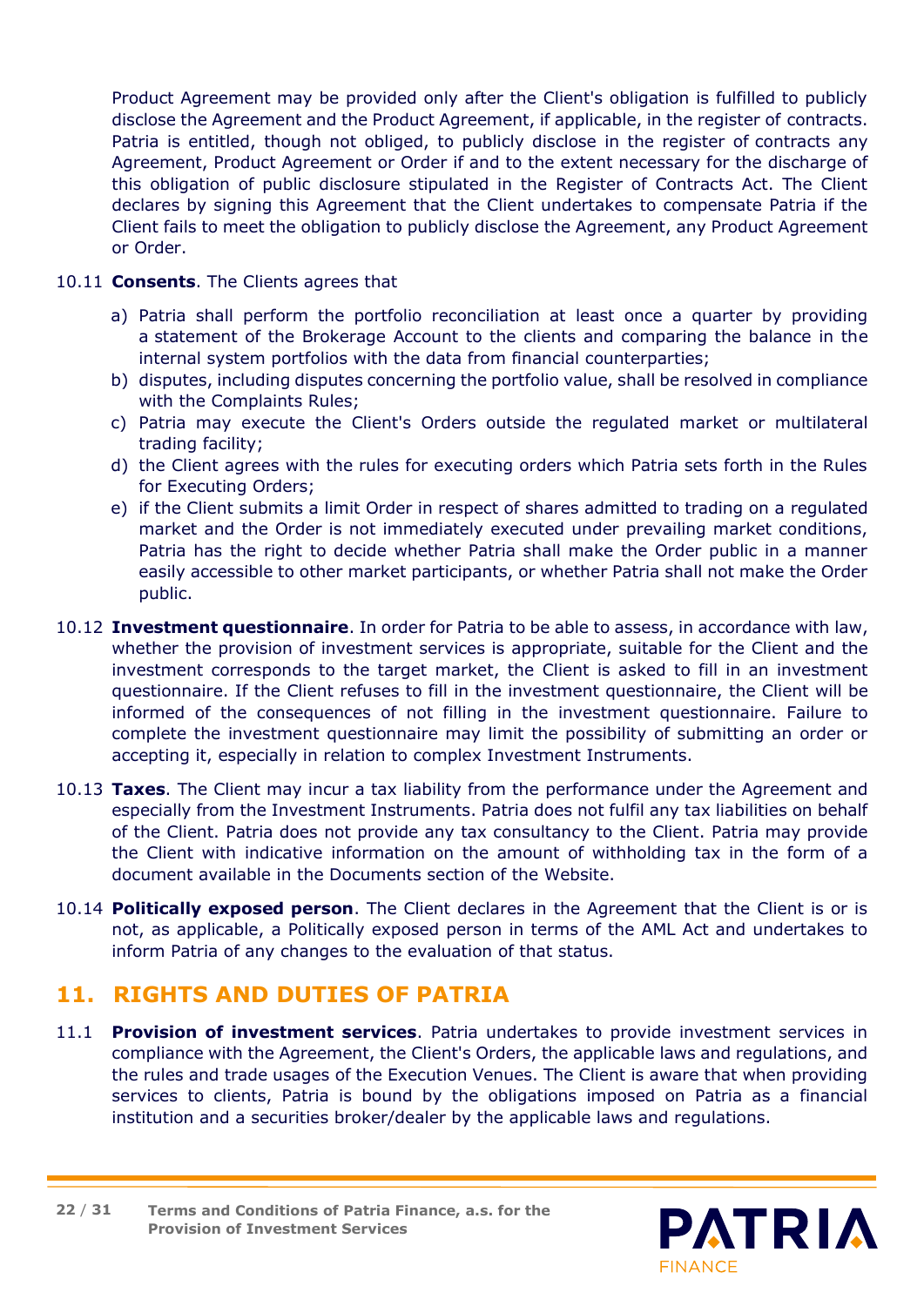Product Agreement may be provided only after the Client's obligation is fulfilled to publicly disclose the Agreement and the Product Agreement, if applicable, in the register of contracts. Patria is entitled, though not obliged, to publicly disclose in the register of contracts any Agreement, Product Agreement or Order if and to the extent necessary for the discharge of this obligation of public disclosure stipulated in the Register of Contracts Act. The Client declares by signing this Agreement that the Client undertakes to compensate Patria if the Client fails to meet the obligation to publicly disclose the Agreement, any Product Agreement or Order.

10.11 **Consents**. The Clients agrees that

a) Patria shall perform the portfolio reconciliation at least once a quarter by providing a statement of the Brokerage Account to the clients and comparing the balance in the internal system portfolios with the data from financial counterparties;
b) disputes, including disputes concerning the portfolio value, shall be resolved in compliance with the Complaints Rules;
c) Patria may execute the Client's Orders outside the regulated market or multilateral trading facility;
d) the Client agrees with the rules for executing orders which Patria sets forth in the Rules for Executing Orders;
e) if the Client submits a limit Order in respect of shares admitted to trading on a regulated market and the Order is not immediately executed under prevailing market conditions, Patria has the right to decide whether Patria shall make the Order public in a manner easily accessible to other market participants, or whether Patria shall not make the Order public.

10.12 **Investment questionnaire**. In order for Patria to be able to assess, in accordance with law, whether the provision of investment services is appropriate, suitable for the Client and the investment corresponds to the target market, the Client is asked to fill in an investment questionnaire. If the Client refuses to fill in the investment questionnaire, the Client will be informed of the consequences of not filling in the investment questionnaire. Failure to complete the investment questionnaire may limit the possibility of submitting an order or accepting it, especially in relation to complex Investment Instruments.

10.13 **Taxes**. The Client may incur a tax liability from the performance under the Agreement and especially from the Investment Instruments. Patria does not fulfil any tax liabilities on behalf of the Client. Patria does not provide any tax consultancy to the Client. Patria may provide the Client with indicative information on the amount of withholding tax in the form of a document available in the Documents section of the Website.

10.14 **Politically exposed person**. The Client declares in the Agreement that the Client is or is not, as applicable, a Politically exposed person in terms of the AML Act and undertakes to inform Patria of any changes to the evaluation of that status.

## 11. RIGHTS AND DUTIES OF PATRIA

11.1 **Provision of investment services**. Patria undertakes to provide investment services in compliance with the Agreement, the Client's Orders, the applicable laws and regulations, and the rules and trade usages of the Execution Venues. The Client is aware that when providing services to clients, Patria is bound by the obligations imposed on Patria as a financial institution and a securities broker/dealer by the applicable laws and regulations.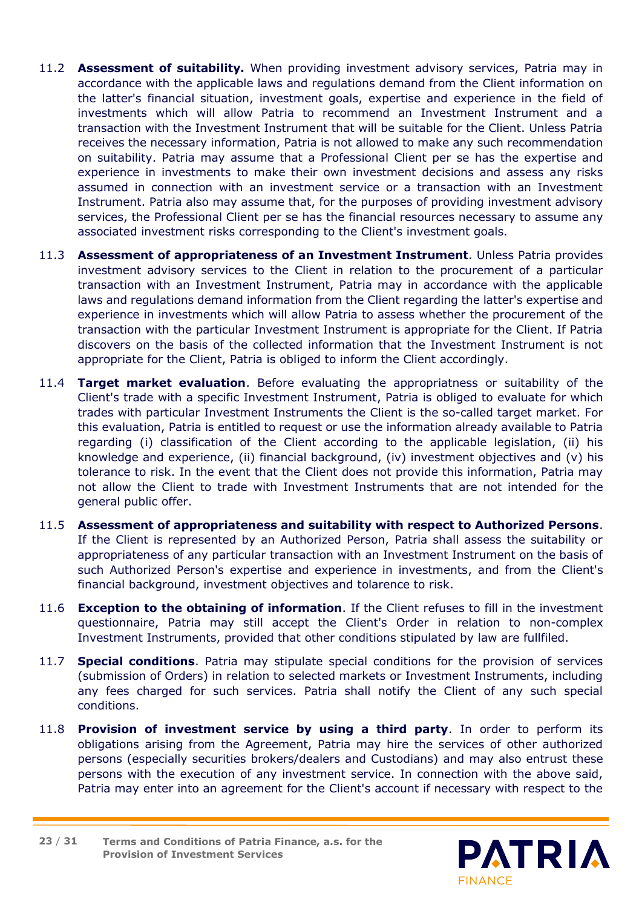11.2 **Assessment of suitability.** When providing investment advisory services, Patria may in accordance with the applicable laws and regulations demand from the Client information on the latter's financial situation, investment goals, expertise and experience in the field of investments which will allow Patria to recommend an Investment Instrument and a transaction with the Investment Instrument that will be suitable for the Client. Unless Patria receives the necessary information, Patria is not allowed to make any such recommendation on suitability. Patria may assume that a Professional Client per se has the expertise and experience in investments to make their own investment decisions and assess any risks assumed in connection with an investment service or a transaction with an Investment Instrument. Patria also may assume that, for the purposes of providing investment advisory services, the Professional Client per se has the financial resources necessary to assume any associated investment risks corresponding to the Client's investment goals.

11.3 **Assessment of appropriateness of an Investment Instrument**. Unless Patria provides investment advisory services to the Client in relation to the procurement of a particular transaction with an Investment Instrument, Patria may in accordance with the applicable laws and regulations demand information from the Client regarding the latter's expertise and experience in investments which will allow Patria to assess whether the procurement of the transaction with the particular Investment Instrument is appropriate for the Client. If Patria discovers on the basis of the collected information that the Investment Instrument is not appropriate for the Client, Patria is obliged to inform the Client accordingly.

11.4 **Target market evaluation**. Before evaluating the appropriatness or suitability of the Client's trade with a specific Investment Instrument, Patria is obliged to evaluate for which trades with particular Investment Instruments the Client is the so-called target market. For this evaluation, Patria is entitled to request or use the information already available to Patria regarding (i) classification of the Client according to the applicable legislation, (ii) his knowledge and experience, (ii) financial background, (iv) investment objectives and (v) his tolerance to risk. In the event that the Client does not provide this information, Patria may not allow the Client to trade with Investment Instruments that are not intended for the general public offer.

11.5 **Assessment of appropriateness and suitability with respect to Authorized Persons**. If the Client is represented by an Authorized Person, Patria shall assess the suitability or appropriateness of any particular transaction with an Investment Instrument on the basis of such Authorized Person's expertise and experience in investments, and from the Client's financial background, investment objectives and tolarence to risk.

11.6 **Exception to the obtaining of information**. If the Client refuses to fill in the investment questionnaire, Patria may still accept the Client's Order in relation to non-complex Investment Instruments, provided that other conditions stipulated by law are fullfiled.

11.7 **Special conditions**. Patria may stipulate special conditions for the provision of services (submission of Orders) in relation to selected markets or Investment Instruments, including any fees charged for such services. Patria shall notify the Client of any such special conditions.

11.8 **Provision of investment service by using a third party**. In order to perform its obligations arising from the Agreement, Patria may hire the services of other authorized persons (especially securities brokers/dealers and Custodians) and may also entrust these persons with the execution of any investment service. In connection with the above said, Patria may enter into an agreement for the Client's account if necessary with respect to the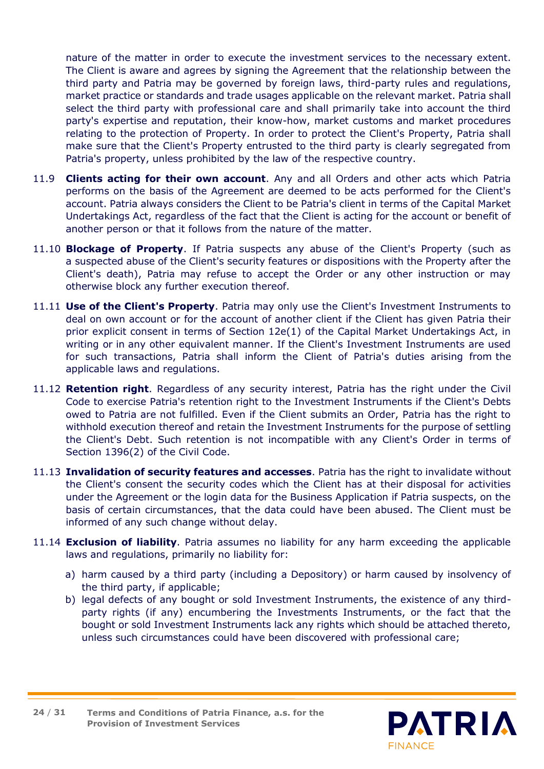nature of the matter in order to execute the investment services to the necessary extent. The Client is aware and agrees by signing the Agreement that the relationship between the third party and Patria may be governed by foreign laws, third-party rules and regulations, market practice or standards and trade usages applicable on the relevant market. Patria shall select the third party with professional care and shall primarily take into account the third party's expertise and reputation, their know-how, market customs and market procedures relating to the protection of Property. In order to protect the Client's Property, Patria shall make sure that the Client's Property entrusted to the third party is clearly segregated from Patria's property, unless prohibited by the law of the respective country.

11.9 **Clients acting for their own account**. Any and all Orders and other acts which Patria performs on the basis of the Agreement are deemed to be acts performed for the Client's account. Patria always considers the Client to be Patria's client in terms of the Capital Market Undertakings Act, regardless of the fact that the Client is acting for the account or benefit of another person or that it follows from the nature of the matter.

11.10 **Blockage of Property**. If Patria suspects any abuse of the Client's Property (such as a suspected abuse of the Client's security features or dispositions with the Property after the Client's death), Patria may refuse to accept the Order or any other instruction or may otherwise block any further execution thereof.

11.11 **Use of the Client's Property**. Patria may only use the Client's Investment Instruments to deal on own account or for the account of another client if the Client has given Patria their prior explicit consent in terms of Section 12e(1) of the Capital Market Undertakings Act, in writing or in any other equivalent manner. If the Client's Investment Instruments are used for such transactions, Patria shall inform the Client of Patria's duties arising from the applicable laws and regulations.

11.12 **Retention right**. Regardless of any security interest, Patria has the right under the Civil Code to exercise Patria's retention right to the Investment Instruments if the Client's Debts owed to Patria are not fulfilled. Even if the Client submits an Order, Patria has the right to withhold execution thereof and retain the Investment Instruments for the purpose of settling the Client's Debt. Such retention is not incompatible with any Client's Order in terms of Section 1396(2) of the Civil Code.

11.13 **Invalidation of security features and accesses**. Patria has the right to invalidate without the Client's consent the security codes which the Client has at their disposal for activities under the Agreement or the login data for the Business Application if Patria suspects, on the basis of certain circumstances, that the data could have been abused. The Client must be informed of any such change without delay.

11.14 **Exclusion of liability**. Patria assumes no liability for any harm exceeding the applicable laws and regulations, primarily no liability for:

a) harm caused by a third party (including a Depository) or harm caused by insolvency of the third party, if applicable;
b) legal defects of any bought or sold Investment Instruments, the existence of any third-party rights (if any) encumbering the Investments Instruments, or the fact that the bought or sold Investment Instruments lack any rights which should be attached thereto, unless such circumstances could have been discovered with professional care;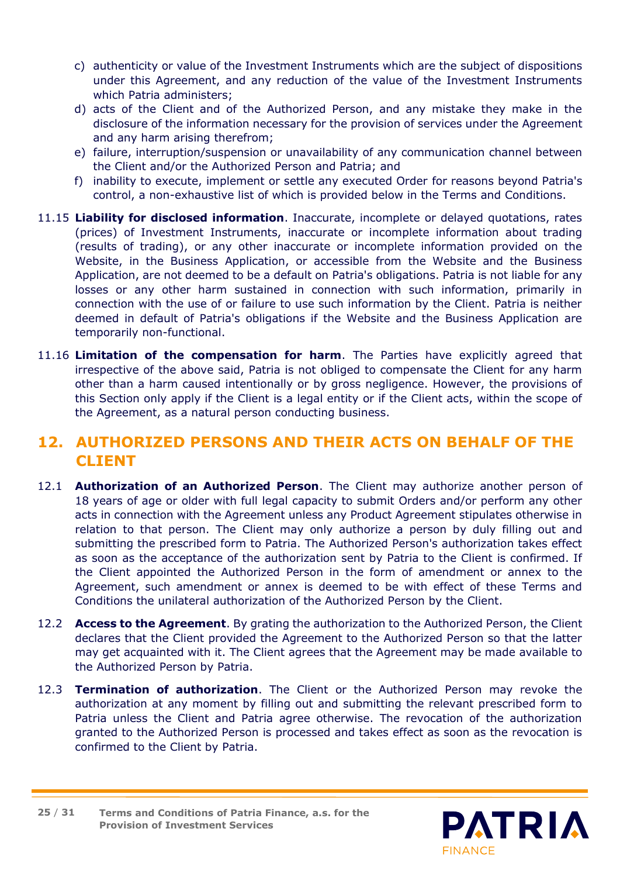c) authenticity or value of the Investment Instruments which are the subject of dispositions under this Agreement, and any reduction of the value of the Investment Instruments which Patria administers;
d) acts of the Client and of the Authorized Person, and any mistake they make in the disclosure of the information necessary for the provision of services under the Agreement and any harm arising therefrom;
e) failure, interruption/suspension or unavailability of any communication channel between the Client and/or the Authorized Person and Patria; and
f) inability to execute, implement or settle any executed Order for reasons beyond Patria's control, a non-exhaustive list of which is provided below in the Terms and Conditions.

11.15 **Liability for disclosed information**. Inaccurate, incomplete or delayed quotations, rates (prices) of Investment Instruments, inaccurate or incomplete information about trading (results of trading), or any other inaccurate or incomplete information provided on the Website, in the Business Application, or accessible from the Website and the Business Application, are not deemed to be a default on Patria's obligations. Patria is not liable for any losses or any other harm sustained in connection with such information, primarily in connection with the use of or failure to use such information by the Client. Patria is neither deemed in default of Patria's obligations if the Website and the Business Application are temporarily non-functional.

11.16 **Limitation of the compensation for harm**. The Parties have explicitly agreed that irrespective of the above said, Patria is not obliged to compensate the Client for any harm other than a harm caused intentionally or by gross negligence. However, the provisions of this Section only apply if the Client is a legal entity or if the Client acts, within the scope of the Agreement, as a natural person conducting business.

## 12. AUTHORIZED PERSONS AND THEIR ACTS ON BEHALF OF THE CLIENT

12.1 **Authorization of an Authorized Person**. The Client may authorize another person of 18 years of age or older with full legal capacity to submit Orders and/or perform any other acts in connection with the Agreement unless any Product Agreement stipulates otherwise in relation to that person. The Client may only authorize a person by duly filling out and submitting the prescribed form to Patria. The Authorized Person's authorization takes effect as soon as the acceptance of the authorization sent by Patria to the Client is confirmed. If the Client appointed the Authorized Person in the form of amendment or annex to the Agreement, such amendment or annex is deemed to be with effect of these Terms and Conditions the unilateral authorization of the Authorized Person by the Client.

12.2 **Access to the Agreement**. By grating the authorization to the Authorized Person, the Client declares that the Client provided the Agreement to the Authorized Person so that the latter may get acquainted with it. The Client agrees that the Agreement may be made available to the Authorized Person by Patria.

12.3 **Termination of authorization**. The Client or the Authorized Person may revoke the authorization at any moment by filling out and submitting the relevant prescribed form to Patria unless the Client and Patria agree otherwise. The revocation of the authorization granted to the Authorized Person is processed and takes effect as soon as the revocation is confirmed to the Client by Patria.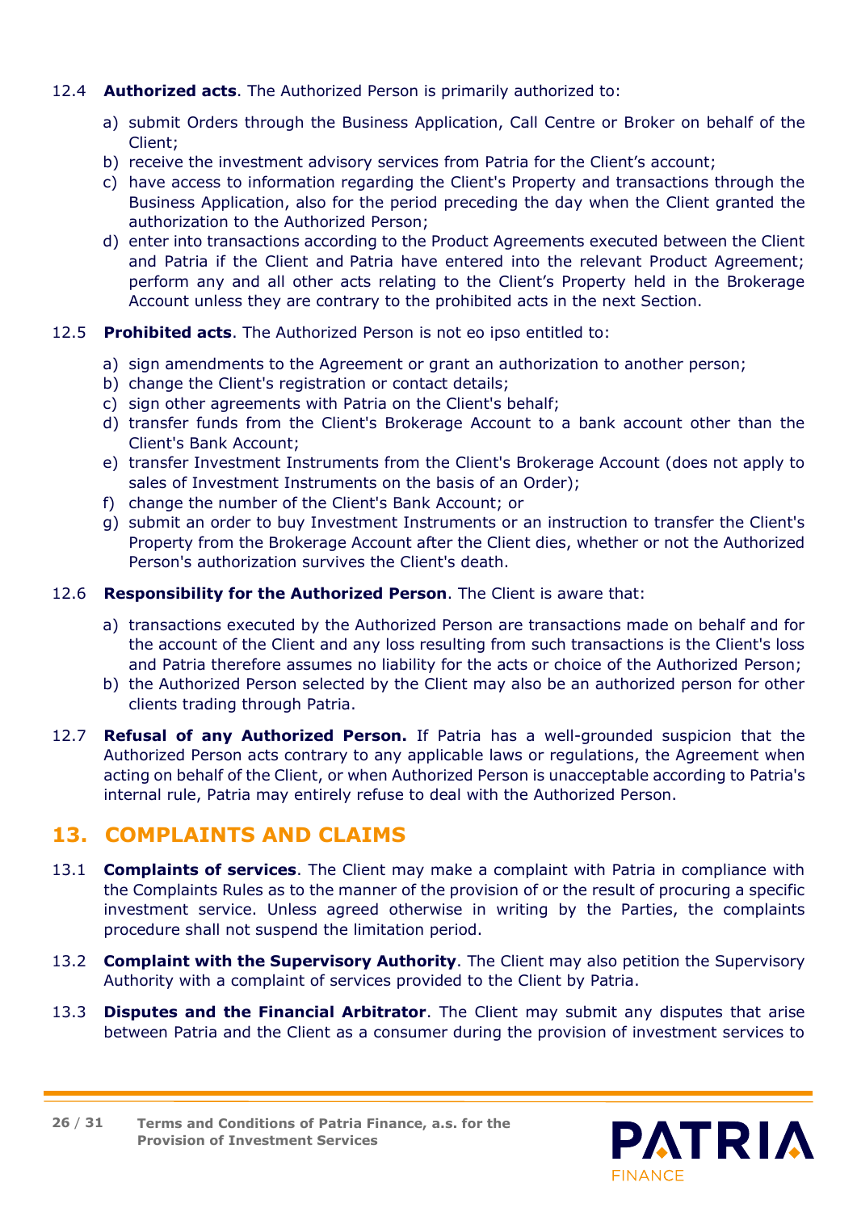12.4 **Authorized acts**. The Authorized Person is primarily authorized to:

a) submit Orders through the Business Application, Call Centre or Broker on behalf of the Client;
b) receive the investment advisory services from Patria for the Client's account;
c) have access to information regarding the Client's Property and transactions through the Business Application, also for the period preceding the day when the Client granted the authorization to the Authorized Person;
d) enter into transactions according to the Product Agreements executed between the Client and Patria if the Client and Patria have entered into the relevant Product Agreement; perform any and all other acts relating to the Client's Property held in the Brokerage Account unless they are contrary to the prohibited acts in the next Section.

12.5 **Prohibited acts**. The Authorized Person is not eo ipso entitled to:

a) sign amendments to the Agreement or grant an authorization to another person;
b) change the Client's registration or contact details;
c) sign other agreements with Patria on the Client's behalf;
d) transfer funds from the Client's Brokerage Account to a bank account other than the Client's Bank Account;
e) transfer Investment Instruments from the Client's Brokerage Account (does not apply to sales of Investment Instruments on the basis of an Order);
f) change the number of the Client's Bank Account; or
g) submit an order to buy Investment Instruments or an instruction to transfer the Client's Property from the Brokerage Account after the Client dies, whether or not the Authorized Person's authorization survives the Client's death.

12.6 **Responsibility for the Authorized Person**. The Client is aware that:

a) transactions executed by the Authorized Person are transactions made on behalf and for the account of the Client and any loss resulting from such transactions is the Client's loss and Patria therefore assumes no liability for the acts or choice of the Authorized Person;
b) the Authorized Person selected by the Client may also be an authorized person for other clients trading through Patria.

12.7 **Refusal of any Authorized Person.** If Patria has a well-grounded suspicion that the Authorized Person acts contrary to any applicable laws or regulations, the Agreement when acting on behalf of the Client, or when Authorized Person is unacceptable according to Patria's internal rule, Patria may entirely refuse to deal with the Authorized Person.

## 13. COMPLAINTS AND CLAIMS

13.1 **Complaints of services**. The Client may make a complaint with Patria in compliance with the Complaints Rules as to the manner of the provision of or the result of procuring a specific investment service. Unless agreed otherwise in writing by the Parties, the complaints procedure shall not suspend the limitation period.

13.2 **Complaint with the Supervisory Authority**. The Client may also petition the Supervisory Authority with a complaint of services provided to the Client by Patria.

13.3 **Disputes and the Financial Arbitrator**. The Client may submit any disputes that arise between Patria and the Client as a consumer during the provision of investment services to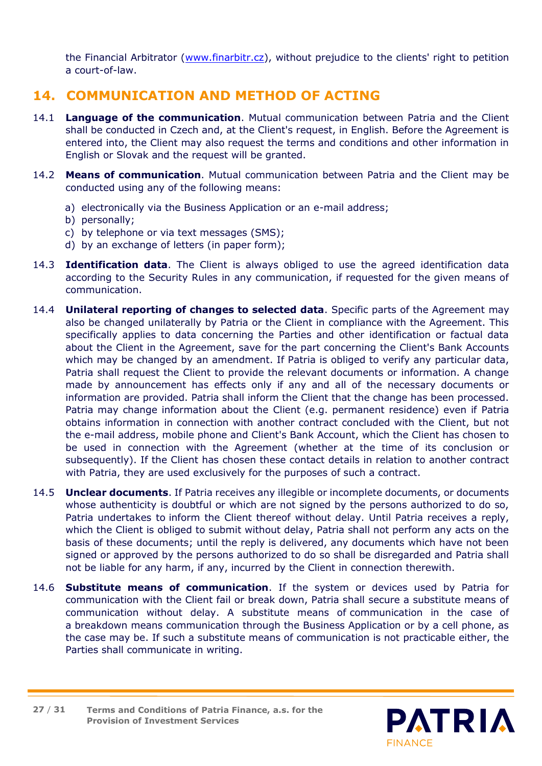the Financial Arbitrator (www.finarbitr.cz), without prejudice to the clients' right to petition a court-of-law.

## 14. COMMUNICATION AND METHOD OF ACTING

14.1 **Language of the communication**. Mutual communication between Patria and the Client shall be conducted in Czech and, at the Client's request, in English. Before the Agreement is entered into, the Client may also request the terms and conditions and other information in English or Slovak and the request will be granted.

14.2 **Means of communication**. Mutual communication between Patria and the Client may be conducted using any of the following means:

a) electronically via the Business Application or an e-mail address;
b) personally;
c) by telephone or via text messages (SMS);
d) by an exchange of letters (in paper form);

14.3 **Identification data**. The Client is always obliged to use the agreed identification data according to the Security Rules in any communication, if requested for the given means of communication.

14.4 **Unilateral reporting of changes to selected data**. Specific parts of the Agreement may also be changed unilaterally by Patria or the Client in compliance with the Agreement. This specifically applies to data concerning the Parties and other identification or factual data about the Client in the Agreement, save for the part concerning the Client's Bank Accounts which may be changed by an amendment. If Patria is obliged to verify any particular data, Patria shall request the Client to provide the relevant documents or information. A change made by announcement has effects only if any and all of the necessary documents or information are provided. Patria shall inform the Client that the change has been processed. Patria may change information about the Client (e.g. permanent residence) even if Patria obtains information in connection with another contract concluded with the Client, but not the e-mail address, mobile phone and Client's Bank Account, which the Client has chosen to be used in connection with the Agreement (whether at the time of its conclusion or subsequently). If the Client has chosen these contact details in relation to another contract with Patria, they are used exclusively for the purposes of such a contract.

14.5 **Unclear documents**. If Patria receives any illegible or incomplete documents, or documents whose authenticity is doubtful or which are not signed by the persons authorized to do so, Patria undertakes to inform the Client thereof without delay. Until Patria receives a reply, which the Client is obliged to submit without delay, Patria shall not perform any acts on the basis of these documents; until the reply is delivered, any documents which have not been signed or approved by the persons authorized to do so shall be disregarded and Patria shall not be liable for any harm, if any, incurred by the Client in connection therewith.

14.6 **Substitute means of communication**. If the system or devices used by Patria for communication with the Client fail or break down, Patria shall secure a substitute means of communication without delay. A substitute means of communication in the case of a breakdown means communication through the Business Application or by a cell phone, as the case may be. If such a substitute means of communication is not practicable either, the Parties shall communicate in writing.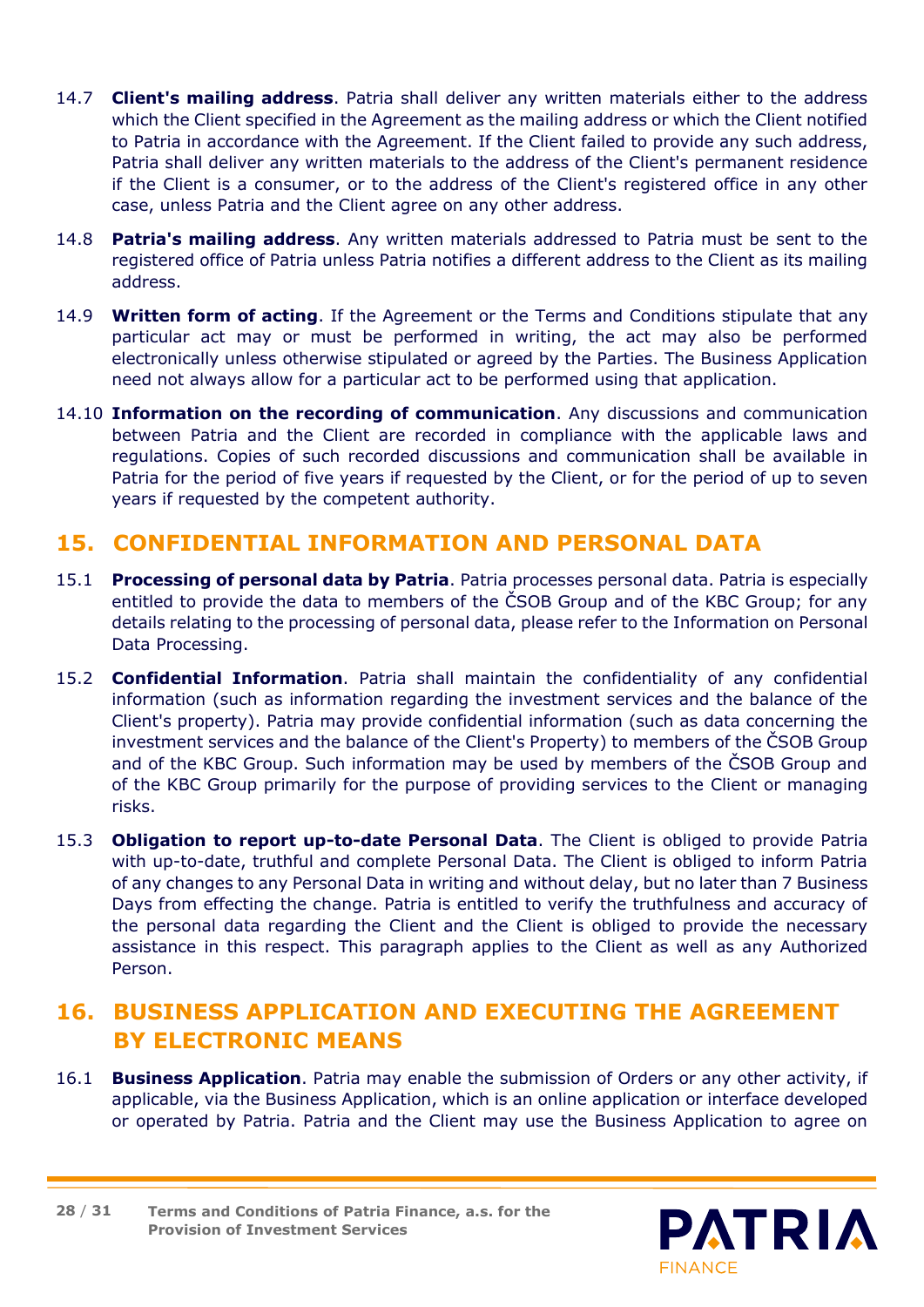14.7 **Client's mailing address**. Patria shall deliver any written materials either to the address which the Client specified in the Agreement as the mailing address or which the Client notified to Patria in accordance with the Agreement. If the Client failed to provide any such address, Patria shall deliver any written materials to the address of the Client's permanent residence if the Client is a consumer, or to the address of the Client's registered office in any other case, unless Patria and the Client agree on any other address.

14.8 **Patria's mailing address**. Any written materials addressed to Patria must be sent to the registered office of Patria unless Patria notifies a different address to the Client as its mailing address.

14.9 **Written form of acting**. If the Agreement or the Terms and Conditions stipulate that any particular act may or must be performed in writing, the act may also be performed electronically unless otherwise stipulated or agreed by the Parties. The Business Application need not always allow for a particular act to be performed using that application.

14.10 **Information on the recording of communication**. Any discussions and communication between Patria and the Client are recorded in compliance with the applicable laws and regulations. Copies of such recorded discussions and communication shall be available in Patria for the period of five years if requested by the Client, or for the period of up to seven years if requested by the competent authority.

## 15. CONFIDENTIAL INFORMATION AND PERSONAL DATA

15.1 **Processing of personal data by Patria**. Patria processes personal data. Patria is especially entitled to provide the data to members of the ČSOB Group and of the KBC Group; for any details relating to the processing of personal data, please refer to the Information on Personal Data Processing.

15.2 **Confidential Information**. Patria shall maintain the confidentiality of any confidential information (such as information regarding the investment services and the balance of the Client's property). Patria may provide confidential information (such as data concerning the investment services and the balance of the Client's Property) to members of the ČSOB Group and of the KBC Group. Such information may be used by members of the ČSOB Group and of the KBC Group primarily for the purpose of providing services to the Client or managing risks.

15.3 **Obligation to report up-to-date Personal Data**. The Client is obliged to provide Patria with up-to-date, truthful and complete Personal Data. The Client is obliged to inform Patria of any changes to any Personal Data in writing and without delay, but no later than 7 Business Days from effecting the change. Patria is entitled to verify the truthfulness and accuracy of the personal data regarding the Client and the Client is obliged to provide the necessary assistance in this respect. This paragraph applies to the Client as well as any Authorized Person.

## 16. BUSINESS APPLICATION AND EXECUTING THE AGREEMENT BY ELECTRONIC MEANS

16.1 **Business Application**. Patria may enable the submission of Orders or any other activity, if applicable, via the Business Application, which is an online application or interface developed or operated by Patria. Patria and the Client may use the Business Application to agree on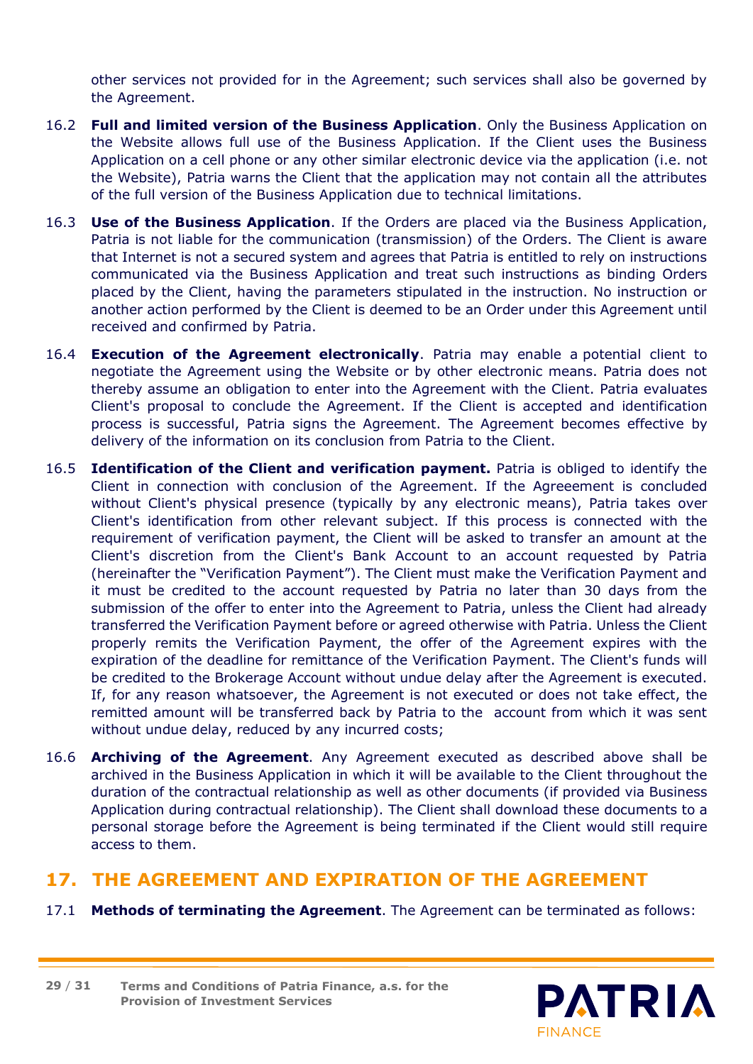other services not provided for in the Agreement; such services shall also be governed by the Agreement.

16.2 **Full and limited version of the Business Application**. Only the Business Application on the Website allows full use of the Business Application. If the Client uses the Business Application on a cell phone or any other similar electronic device via the application (i.e. not the Website), Patria warns the Client that the application may not contain all the attributes of the full version of the Business Application due to technical limitations.

16.3 **Use of the Business Application**. If the Orders are placed via the Business Application, Patria is not liable for the communication (transmission) of the Orders. The Client is aware that Internet is not a secured system and agrees that Patria is entitled to rely on instructions communicated via the Business Application and treat such instructions as binding Orders placed by the Client, having the parameters stipulated in the instruction. No instruction or another action performed by the Client is deemed to be an Order under this Agreement until received and confirmed by Patria.

16.4 **Execution of the Agreement electronically**. Patria may enable a potential client to negotiate the Agreement using the Website or by other electronic means. Patria does not thereby assume an obligation to enter into the Agreement with the Client. Patria evaluates Client's proposal to conclude the Agreement. If the Client is accepted and identification process is successful, Patria signs the Agreement. The Agreement becomes effective by delivery of the information on its conclusion from Patria to the Client.

16.5 **Identification of the Client and verification payment.** Patria is obliged to identify the Client in connection with conclusion of the Agreement. If the Agreeement is concluded without Client's physical presence (typically by any electronic means), Patria takes over Client's identification from other relevant subject. If this process is connected with the requirement of verification payment, the Client will be asked to transfer an amount at the Client's discretion from the Client's Bank Account to an account requested by Patria (hereinafter the "Verification Payment"). The Client must make the Verification Payment and it must be credited to the account requested by Patria no later than 30 days from the submission of the offer to enter into the Agreement to Patria, unless the Client had already transferred the Verification Payment before or agreed otherwise with Patria. Unless the Client properly remits the Verification Payment, the offer of the Agreement expires with the expiration of the deadline for remittance of the Verification Payment. The Client's funds will be credited to the Brokerage Account without undue delay after the Agreement is executed. If, for any reason whatsoever, the Agreement is not executed or does not take effect, the remitted amount will be transferred back by Patria to the account from which it was sent without undue delay, reduced by any incurred costs;

16.6 **Archiving of the Agreement**. Any Agreement executed as described above shall be archived in the Business Application in which it will be available to the Client throughout the duration of the contractual relationship as well as other documents (if provided via Business Application during contractual relationship). The Client shall download these documents to a personal storage before the Agreement is being terminated if the Client would still require access to them.

## 17. THE AGREEMENT AND EXPIRATION OF THE AGREEMENT

17.1 **Methods of terminating the Agreement**. The Agreement can be terminated as follows: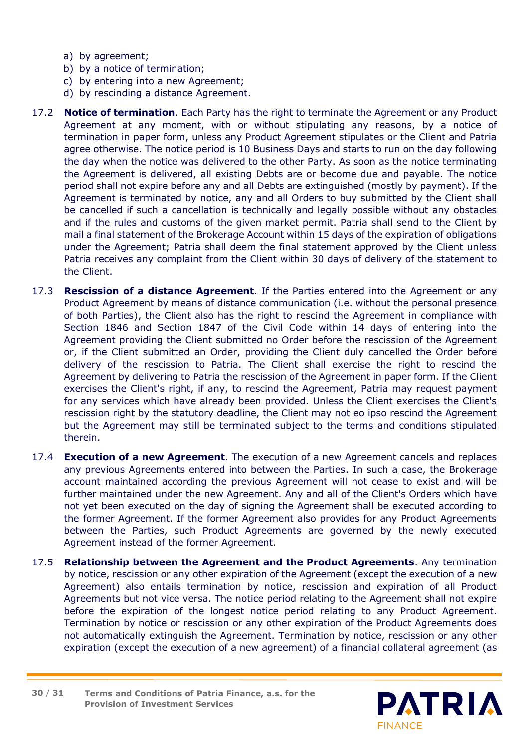a) by agreement;
b) by a notice of termination;
c) by entering into a new Agreement;
d) by rescinding a distance Agreement.

17.2 **Notice of termination**. Each Party has the right to terminate the Agreement or any Product Agreement at any moment, with or without stipulating any reasons, by a notice of termination in paper form, unless any Product Agreement stipulates or the Client and Patria agree otherwise. The notice period is 10 Business Days and starts to run on the day following the day when the notice was delivered to the other Party. As soon as the notice terminating the Agreement is delivered, all existing Debts are or become due and payable. The notice period shall not expire before any and all Debts are extinguished (mostly by payment). If the Agreement is terminated by notice, any and all Orders to buy submitted by the Client shall be cancelled if such a cancellation is technically and legally possible without any obstacles and if the rules and customs of the given market permit. Patria shall send to the Client by mail a final statement of the Brokerage Account within 15 days of the expiration of obligations under the Agreement; Patria shall deem the final statement approved by the Client unless Patria receives any complaint from the Client within 30 days of delivery of the statement to the Client.

17.3 **Rescission of a distance Agreement**. If the Parties entered into the Agreement or any Product Agreement by means of distance communication (i.e. without the personal presence of both Parties), the Client also has the right to rescind the Agreement in compliance with Section 1846 and Section 1847 of the Civil Code within 14 days of entering into the Agreement providing the Client submitted no Order before the rescission of the Agreement or, if the Client submitted an Order, providing the Client duly cancelled the Order before delivery of the rescission to Patria. The Client shall exercise the right to rescind the Agreement by delivering to Patria the rescission of the Agreement in paper form. If the Client exercises the Client's right, if any, to rescind the Agreement, Patria may request payment for any services which have already been provided. Unless the Client exercises the Client's rescission right by the statutory deadline, the Client may not eo ipso rescind the Agreement but the Agreement may still be terminated subject to the terms and conditions stipulated therein.

17.4 **Execution of a new Agreement**. The execution of a new Agreement cancels and replaces any previous Agreements entered into between the Parties. In such a case, the Brokerage account maintained according the previous Agreement will not cease to exist and will be further maintained under the new Agreement. Any and all of the Client's Orders which have not yet been executed on the day of signing the Agreement shall be executed according to the former Agreement. If the former Agreement also provides for any Product Agreements between the Parties, such Product Agreements are governed by the newly executed Agreement instead of the former Agreement.

17.5 **Relationship between the Agreement and the Product Agreements**. Any termination by notice, rescission or any other expiration of the Agreement (except the execution of a new Agreement) also entails termination by notice, rescission and expiration of all Product Agreements but not vice versa. The notice period relating to the Agreement shall not expire before the expiration of the longest notice period relating to any Product Agreement. Termination by notice or rescission or any other expiration of the Product Agreements does not automatically extinguish the Agreement. Termination by notice, rescission or any other expiration (except the execution of a new agreement) of a financial collateral agreement (as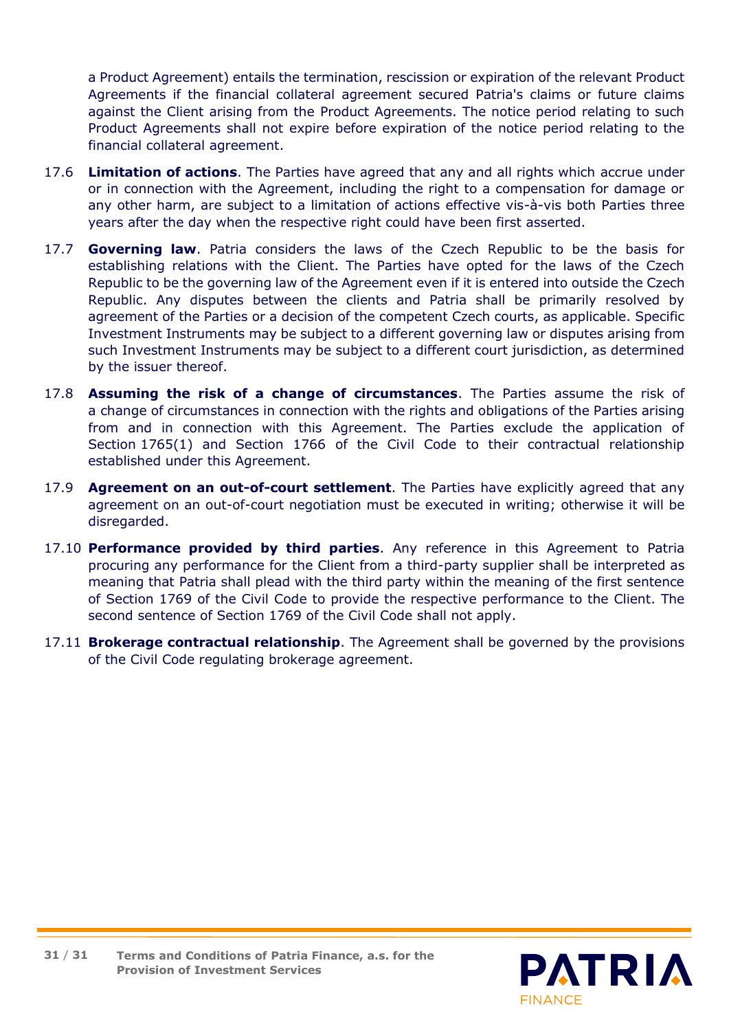a Product Agreement) entails the termination, rescission or expiration of the relevant Product Agreements if the financial collateral agreement secured Patria's claims or future claims against the Client arising from the Product Agreements. The notice period relating to such Product Agreements shall not expire before expiration of the notice period relating to the financial collateral agreement.

17.6 **Limitation of actions**. The Parties have agreed that any and all rights which accrue under or in connection with the Agreement, including the right to a compensation for damage or any other harm, are subject to a limitation of actions effective vis-à-vis both Parties three years after the day when the respective right could have been first asserted.

17.7 **Governing law**. Patria considers the laws of the Czech Republic to be the basis for establishing relations with the Client. The Parties have opted for the laws of the Czech Republic to be the governing law of the Agreement even if it is entered into outside the Czech Republic. Any disputes between the clients and Patria shall be primarily resolved by agreement of the Parties or a decision of the competent Czech courts, as applicable. Specific Investment Instruments may be subject to a different governing law or disputes arising from such Investment Instruments may be subject to a different court jurisdiction, as determined by the issuer thereof.

17.8 **Assuming the risk of a change of circumstances**. The Parties assume the risk of a change of circumstances in connection with the rights and obligations of the Parties arising from and in connection with this Agreement. The Parties exclude the application of Section 1765(1) and Section 1766 of the Civil Code to their contractual relationship established under this Agreement.

17.9 **Agreement on an out-of-court settlement**. The Parties have explicitly agreed that any agreement on an out-of-court negotiation must be executed in writing; otherwise it will be disregarded.

17.10 **Performance provided by third parties**. Any reference in this Agreement to Patria procuring any performance for the Client from a third-party supplier shall be interpreted as meaning that Patria shall plead with the third party within the meaning of the first sentence of Section 1769 of the Civil Code to provide the respective performance to the Client. The second sentence of Section 1769 of the Civil Code shall not apply.

17.11 **Brokerage contractual relationship**. The Agreement shall be governed by the provisions of the Civil Code regulating brokerage agreement.